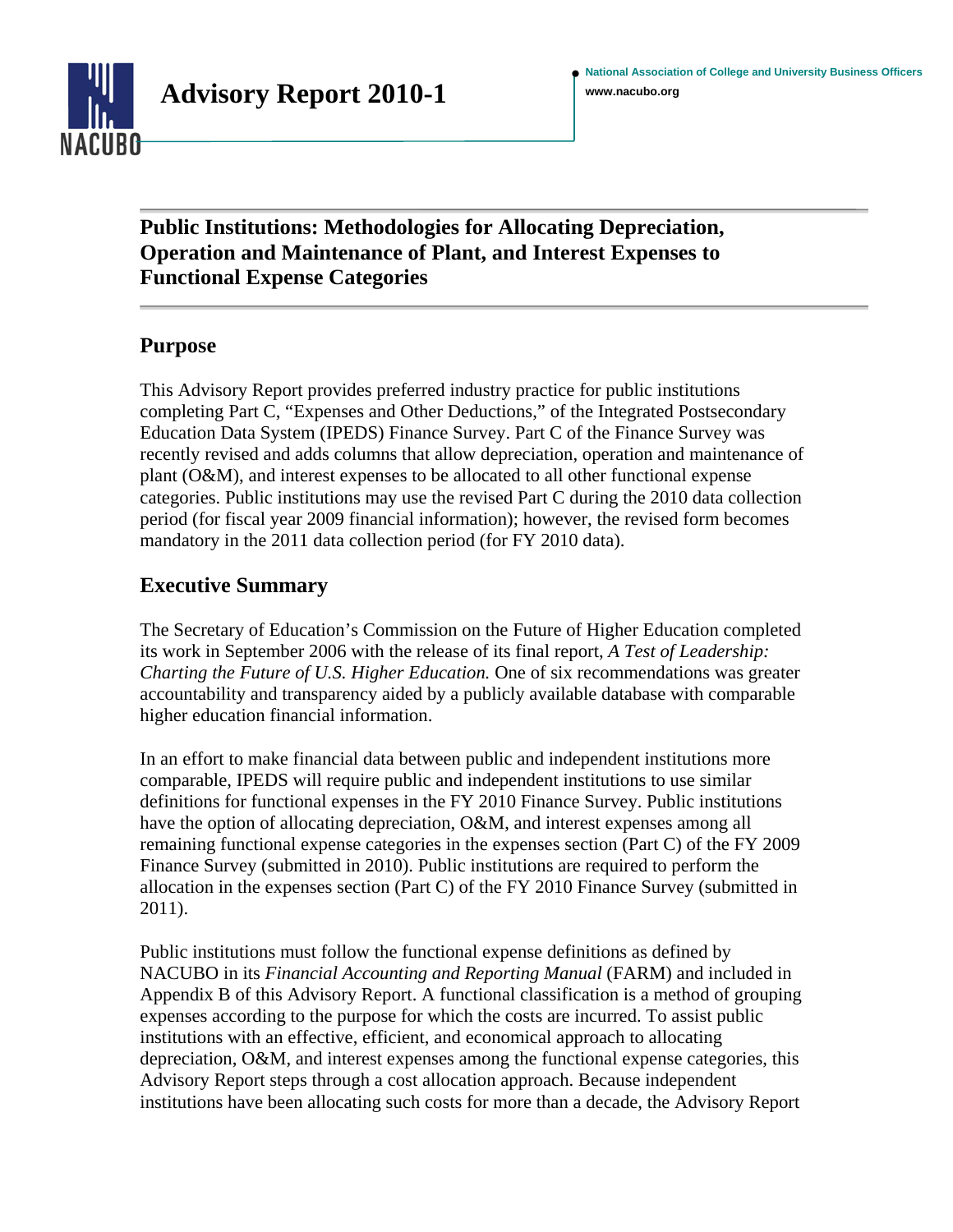# Advisory Report 2010-1

National Association of College and University Business Officers
www.nacubo.org

## Public Institutions: Methodologies for Allocating Depreciation, Operation and Maintenance of Plant, and Interest Expenses to Functional Expense Categories

## Purpose

This Advisory Report provides preferred industry practice for public institutions completing Part C, "Expenses and Other Deductions," of the Integrated Postsecondary Education Data System (IPEDS) Finance Survey. Part C of the Finance Survey was recently revised and adds columns that allow depreciation, operation and maintenance of plant (O&M), and interest expenses to be allocated to all other functional expense categories. Public institutions may use the revised Part C during the 2010 data collection period (for fiscal year 2009 financial information); however, the revised form becomes mandatory in the 2011 data collection period (for FY 2010 data).

## Executive Summary

The Secretary of Education's Commission on the Future of Higher Education completed its work in September 2006 with the release of its final report, *A Test of Leadership: Charting the Future of U.S. Higher Education.* One of six recommendations was greater accountability and transparency aided by a publicly available database with comparable higher education financial information.

In an effort to make financial data between public and independent institutions more comparable, IPEDS will require public and independent institutions to use similar definitions for functional expenses in the FY 2010 Finance Survey. Public institutions have the option of allocating depreciation, O&M, and interest expenses among all remaining functional expense categories in the expenses section (Part C) of the FY 2009 Finance Survey (submitted in 2010). Public institutions are required to perform the allocation in the expenses section (Part C) of the FY 2010 Finance Survey (submitted in 2011).

Public institutions must follow the functional expense definitions as defined by NACUBO in its *Financial Accounting and Reporting Manual* (FARM) and included in Appendix B of this Advisory Report. A functional classification is a method of grouping expenses according to the purpose for which the costs are incurred. To assist public institutions with an effective, efficient, and economical approach to allocating depreciation, O&M, and interest expenses among the functional expense categories, this Advisory Report steps through a cost allocation approach. Because independent institutions have been allocating such costs for more than a decade, the Advisory Report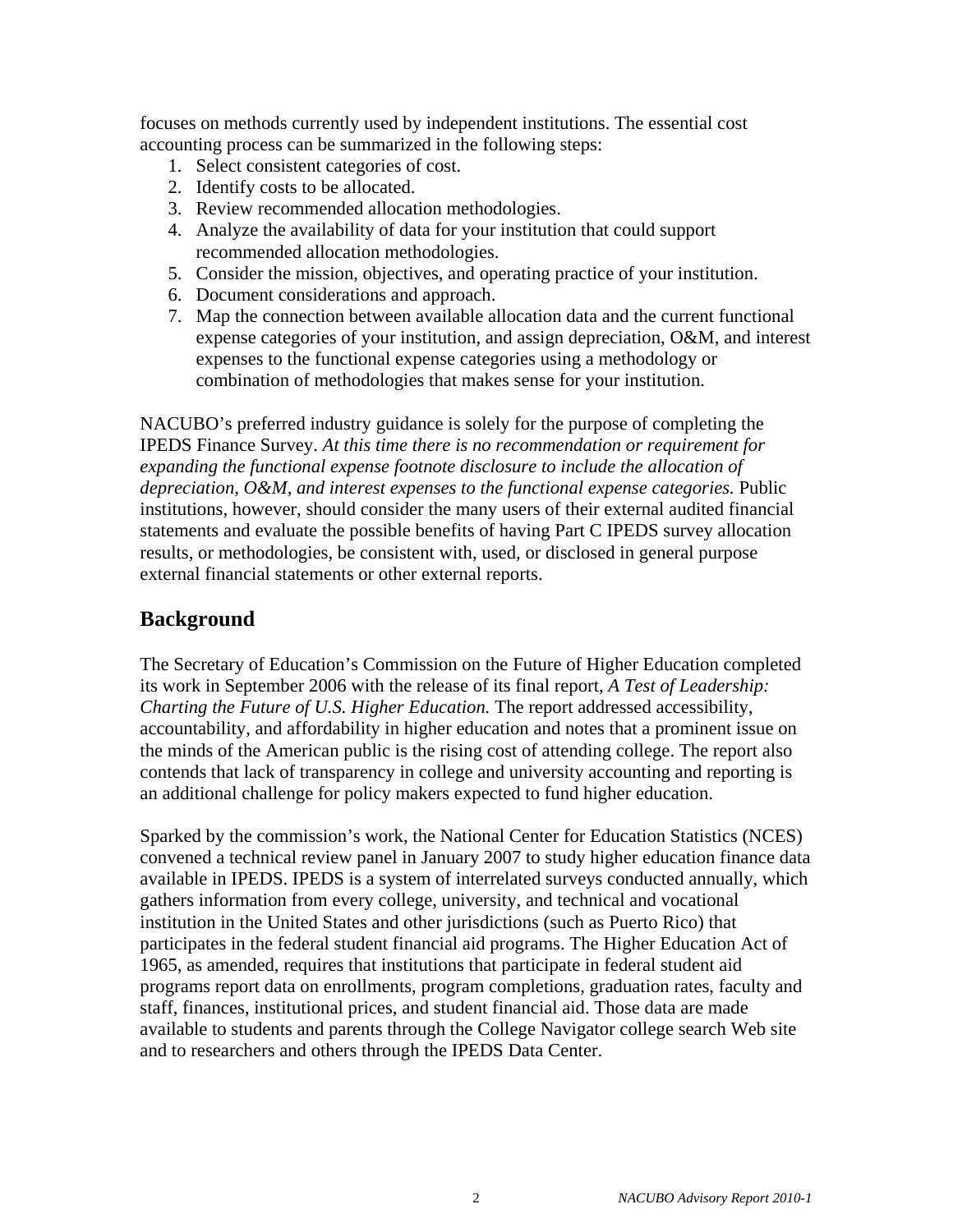focuses on methods currently used by independent institutions. The essential cost accounting process can be summarized in the following steps:

1. Select consistent categories of cost.
2. Identify costs to be allocated.
3. Review recommended allocation methodologies.
4. Analyze the availability of data for your institution that could support recommended allocation methodologies.
5. Consider the mission, objectives, and operating practice of your institution.
6. Document considerations and approach.
7. Map the connection between available allocation data and the current functional expense categories of your institution, and assign depreciation, O&M, and interest expenses to the functional expense categories using a methodology or combination of methodologies that makes sense for your institution.

NACUBO's preferred industry guidance is solely for the purpose of completing the IPEDS Finance Survey. *At this time there is no recommendation or requirement for expanding the functional expense footnote disclosure to include the allocation of depreciation, O&M, and interest expenses to the functional expense categories.* Public institutions, however, should consider the many users of their external audited financial statements and evaluate the possible benefits of having Part C IPEDS survey allocation results, or methodologies, be consistent with, used, or disclosed in general purpose external financial statements or other external reports.

## Background

The Secretary of Education's Commission on the Future of Higher Education completed its work in September 2006 with the release of its final report, *A Test of Leadership: Charting the Future of U.S. Higher Education.* The report addressed accessibility, accountability, and affordability in higher education and notes that a prominent issue on the minds of the American public is the rising cost of attending college. The report also contends that lack of transparency in college and university accounting and reporting is an additional challenge for policy makers expected to fund higher education.

Sparked by the commission's work, the National Center for Education Statistics (NCES) convened a technical review panel in January 2007 to study higher education finance data available in IPEDS. IPEDS is a system of interrelated surveys conducted annually, which gathers information from every college, university, and technical and vocational institution in the United States and other jurisdictions (such as Puerto Rico) that participates in the federal student financial aid programs. The Higher Education Act of 1965, as amended, requires that institutions that participate in federal student aid programs report data on enrollments, program completions, graduation rates, faculty and staff, finances, institutional prices, and student financial aid. Those data are made available to students and parents through the College Navigator college search Web site and to researchers and others through the IPEDS Data Center.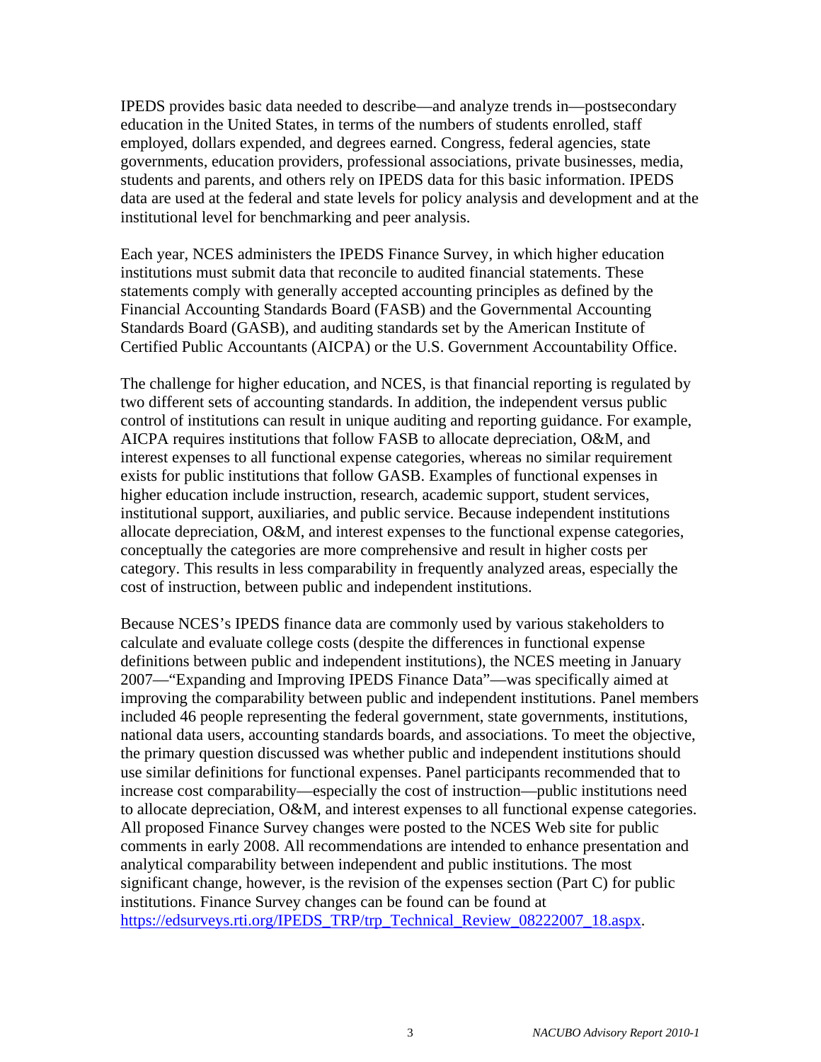IPEDS provides basic data needed to describe—and analyze trends in—postsecondary education in the United States, in terms of the numbers of students enrolled, staff employed, dollars expended, and degrees earned. Congress, federal agencies, state governments, education providers, professional associations, private businesses, media, students and parents, and others rely on IPEDS data for this basic information. IPEDS data are used at the federal and state levels for policy analysis and development and at the institutional level for benchmarking and peer analysis.

Each year, NCES administers the IPEDS Finance Survey, in which higher education institutions must submit data that reconcile to audited financial statements. These statements comply with generally accepted accounting principles as defined by the Financial Accounting Standards Board (FASB) and the Governmental Accounting Standards Board (GASB), and auditing standards set by the American Institute of Certified Public Accountants (AICPA) or the U.S. Government Accountability Office.

The challenge for higher education, and NCES, is that financial reporting is regulated by two different sets of accounting standards. In addition, the independent versus public control of institutions can result in unique auditing and reporting guidance. For example, AICPA requires institutions that follow FASB to allocate depreciation, O&M, and interest expenses to all functional expense categories, whereas no similar requirement exists for public institutions that follow GASB. Examples of functional expenses in higher education include instruction, research, academic support, student services, institutional support, auxiliaries, and public service. Because independent institutions allocate depreciation, O&M, and interest expenses to the functional expense categories, conceptually the categories are more comprehensive and result in higher costs per category. This results in less comparability in frequently analyzed areas, especially the cost of instruction, between public and independent institutions.

Because NCES's IPEDS finance data are commonly used by various stakeholders to calculate and evaluate college costs (despite the differences in functional expense definitions between public and independent institutions), the NCES meeting in January 2007—"Expanding and Improving IPEDS Finance Data"—was specifically aimed at improving the comparability between public and independent institutions. Panel members included 46 people representing the federal government, state governments, institutions, national data users, accounting standards boards, and associations. To meet the objective, the primary question discussed was whether public and independent institutions should use similar definitions for functional expenses. Panel participants recommended that to increase cost comparability—especially the cost of instruction—public institutions need to allocate depreciation, O&M, and interest expenses to all functional expense categories. All proposed Finance Survey changes were posted to the NCES Web site for public comments in early 2008. All recommendations are intended to enhance presentation and analytical comparability between independent and public institutions. The most significant change, however, is the revision of the expenses section (Part C) for public institutions. Finance Survey changes can be found can be found at [https://edsurveys.rti.org/IPEDS_TRP/trp_Technical_Review_08222007_18.aspx](https://edsurveys.rti.org/IPEDS_TRP/trp_Technical_Review_08222007_18.aspx).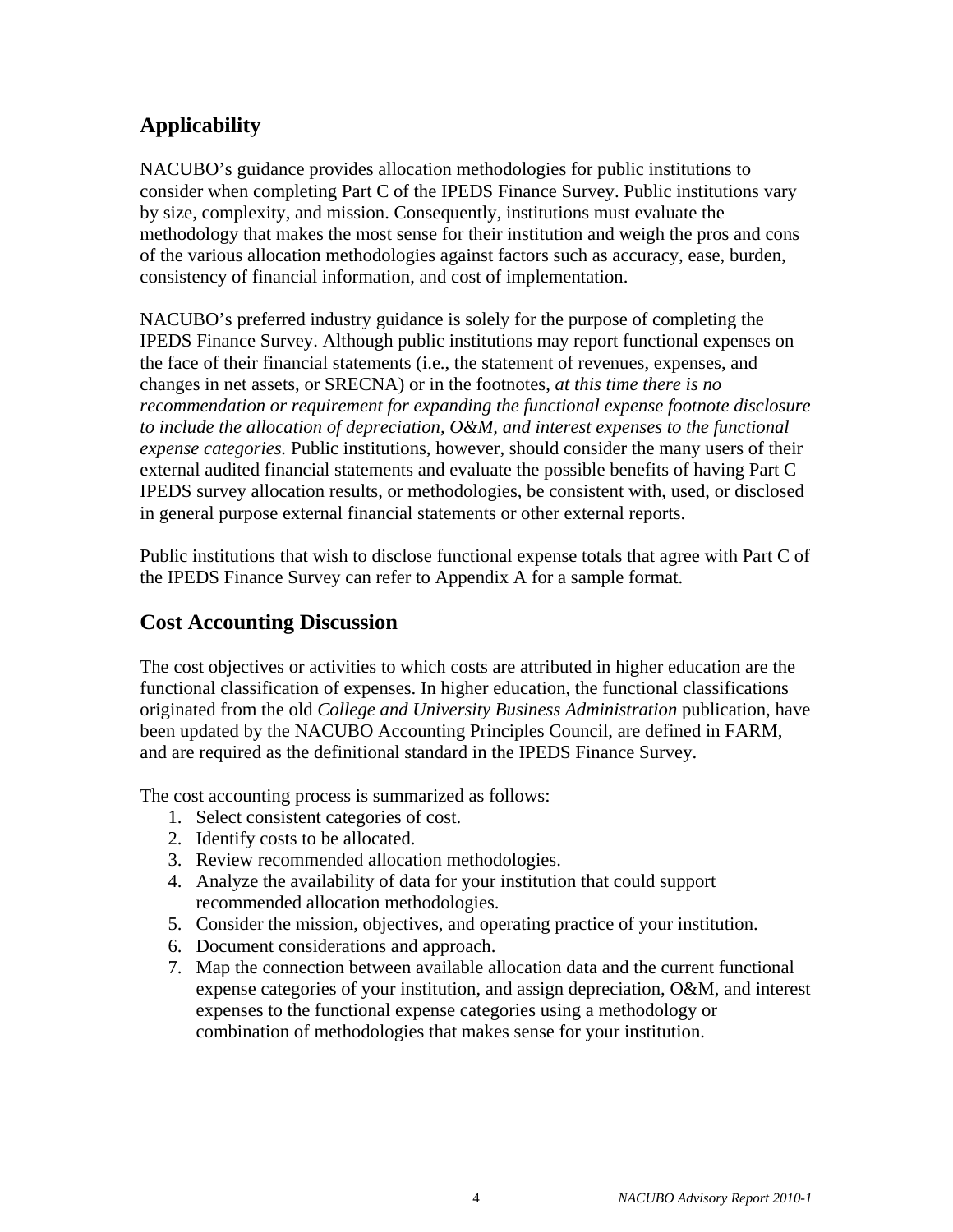## Applicability

NACUBO's guidance provides allocation methodologies for public institutions to consider when completing Part C of the IPEDS Finance Survey. Public institutions vary by size, complexity, and mission. Consequently, institutions must evaluate the methodology that makes the most sense for their institution and weigh the pros and cons of the various allocation methodologies against factors such as accuracy, ease, burden, consistency of financial information, and cost of implementation.

NACUBO's preferred industry guidance is solely for the purpose of completing the IPEDS Finance Survey. Although public institutions may report functional expenses on the face of their financial statements (i.e., the statement of revenues, expenses, and changes in net assets, or SRECNA) or in the footnotes, *at this time there is no recommendation or requirement for expanding the functional expense footnote disclosure to include the allocation of depreciation, O&M, and interest expenses to the functional expense categories.* Public institutions, however, should consider the many users of their external audited financial statements and evaluate the possible benefits of having Part C IPEDS survey allocation results, or methodologies, be consistent with, used, or disclosed in general purpose external financial statements or other external reports.

Public institutions that wish to disclose functional expense totals that agree with Part C of the IPEDS Finance Survey can refer to Appendix A for a sample format.

## Cost Accounting Discussion

The cost objectives or activities to which costs are attributed in higher education are the functional classification of expenses. In higher education, the functional classifications originated from the old *College and University Business Administration* publication, have been updated by the NACUBO Accounting Principles Council, are defined in FARM, and are required as the definitional standard in the IPEDS Finance Survey.

The cost accounting process is summarized as follows:

1. Select consistent categories of cost.
2. Identify costs to be allocated.
3. Review recommended allocation methodologies.
4. Analyze the availability of data for your institution that could support recommended allocation methodologies.
5. Consider the mission, objectives, and operating practice of your institution.
6. Document considerations and approach.
7. Map the connection between available allocation data and the current functional expense categories of your institution, and assign depreciation, O&M, and interest expenses to the functional expense categories using a methodology or combination of methodologies that makes sense for your institution.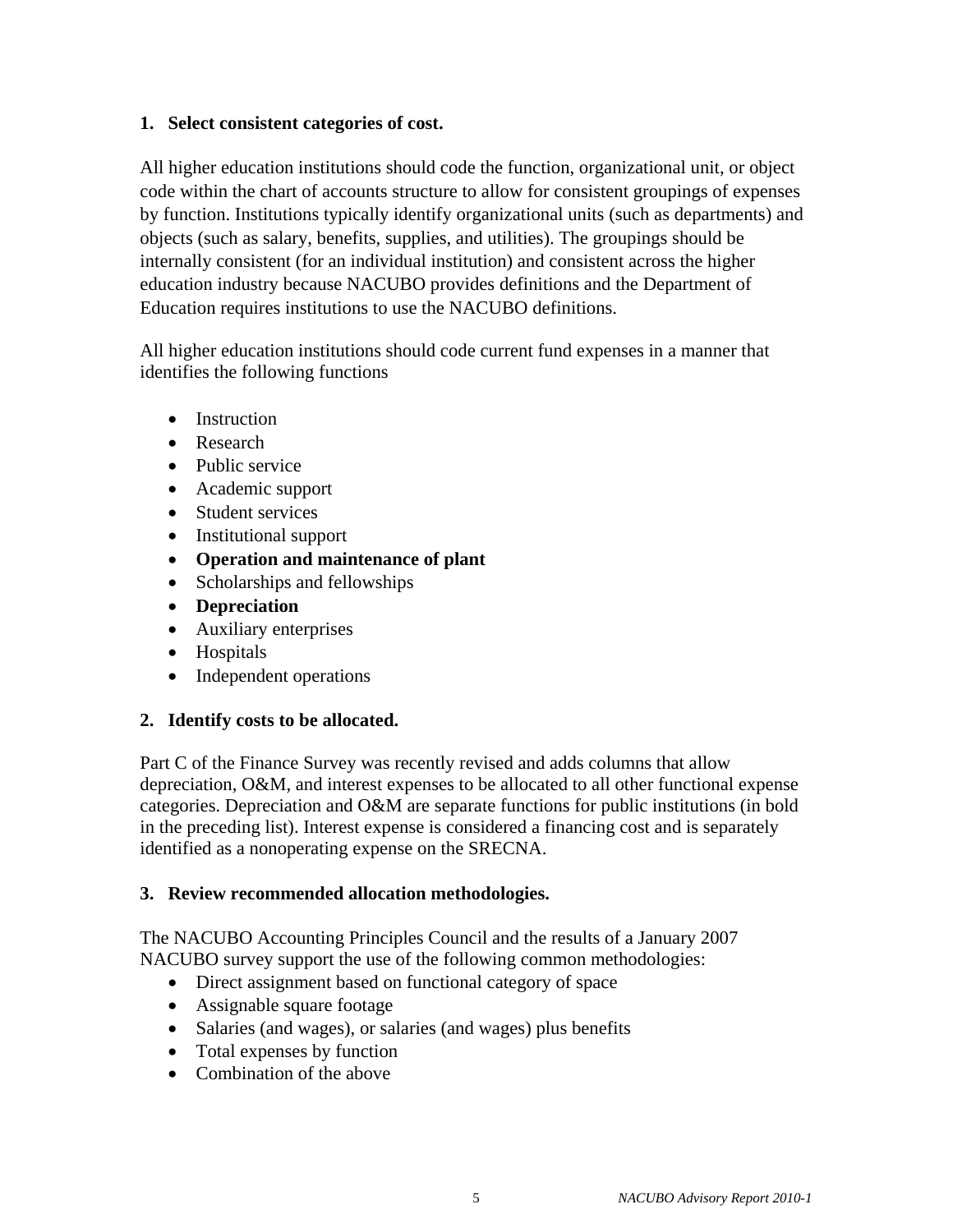**1. Select consistent categories of cost.**

All higher education institutions should code the function, organizational unit, or object code within the chart of accounts structure to allow for consistent groupings of expenses by function. Institutions typically identify organizational units (such as departments) and objects (such as salary, benefits, supplies, and utilities). The groupings should be internally consistent (for an individual institution) and consistent across the higher education industry because NACUBO provides definitions and the Department of Education requires institutions to use the NACUBO definitions.

All higher education institutions should code current fund expenses in a manner that identifies the following functions

- Instruction
- Research
- Public service
- Academic support
- Student services
- Institutional support
- **Operation and maintenance of plant**
- Scholarships and fellowships
- **Depreciation**
- Auxiliary enterprises
- Hospitals
- Independent operations

**2. Identify costs to be allocated.**

Part C of the Finance Survey was recently revised and adds columns that allow depreciation, O&M, and interest expenses to be allocated to all other functional expense categories. Depreciation and O&M are separate functions for public institutions (in bold in the preceding list). Interest expense is considered a financing cost and is separately identified as a nonoperating expense on the SRECNA.

**3. Review recommended allocation methodologies.**

The NACUBO Accounting Principles Council and the results of a January 2007 NACUBO survey support the use of the following common methodologies:

- Direct assignment based on functional category of space
- Assignable square footage
- Salaries (and wages), or salaries (and wages) plus benefits
- Total expenses by function
- Combination of the above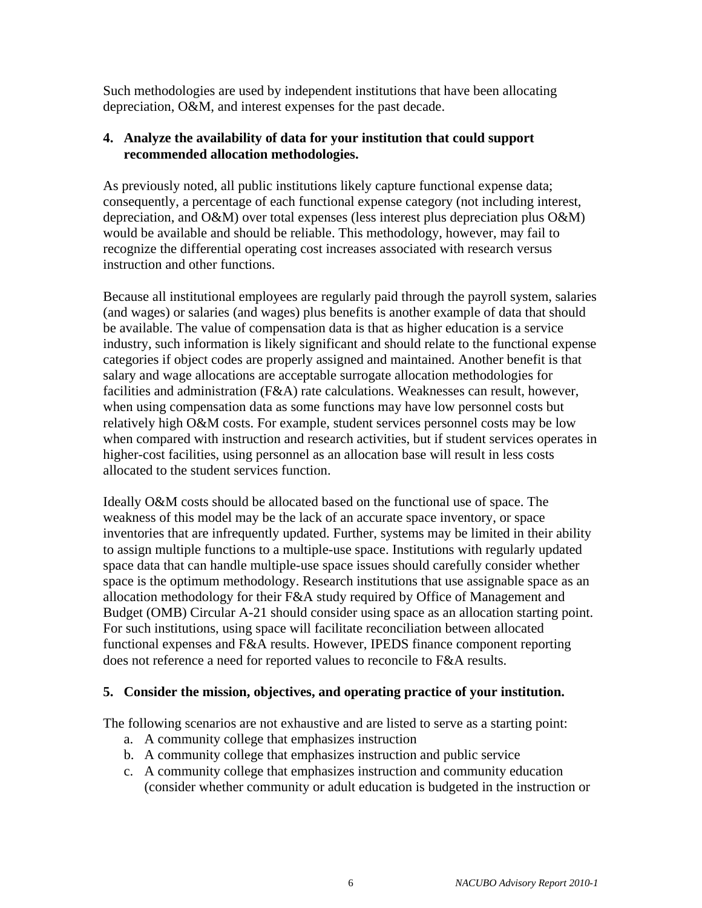Such methodologies are used by independent institutions that have been allocating depreciation, O&M, and interest expenses for the past decade.

**4. Analyze the availability of data for your institution that could support recommended allocation methodologies.**

As previously noted, all public institutions likely capture functional expense data; consequently, a percentage of each functional expense category (not including interest, depreciation, and O&M) over total expenses (less interest plus depreciation plus O&M) would be available and should be reliable. This methodology, however, may fail to recognize the differential operating cost increases associated with research versus instruction and other functions.

Because all institutional employees are regularly paid through the payroll system, salaries (and wages) or salaries (and wages) plus benefits is another example of data that should be available. The value of compensation data is that as higher education is a service industry, such information is likely significant and should relate to the functional expense categories if object codes are properly assigned and maintained. Another benefit is that salary and wage allocations are acceptable surrogate allocation methodologies for facilities and administration (F&A) rate calculations. Weaknesses can result, however, when using compensation data as some functions may have low personnel costs but relatively high O&M costs. For example, student services personnel costs may be low when compared with instruction and research activities, but if student services operates in higher-cost facilities, using personnel as an allocation base will result in less costs allocated to the student services function.

Ideally O&M costs should be allocated based on the functional use of space. The weakness of this model may be the lack of an accurate space inventory, or space inventories that are infrequently updated. Further, systems may be limited in their ability to assign multiple functions to a multiple-use space. Institutions with regularly updated space data that can handle multiple-use space issues should carefully consider whether space is the optimum methodology. Research institutions that use assignable space as an allocation methodology for their F&A study required by Office of Management and Budget (OMB) Circular A-21 should consider using space as an allocation starting point. For such institutions, using space will facilitate reconciliation between allocated functional expenses and F&A results. However, IPEDS finance component reporting does not reference a need for reported values to reconcile to F&A results.

**5. Consider the mission, objectives, and operating practice of your institution.**

The following scenarios are not exhaustive and are listed to serve as a starting point:

a. A community college that emphasizes instruction
b. A community college that emphasizes instruction and public service
c. A community college that emphasizes instruction and community education (consider whether community or adult education is budgeted in the instruction or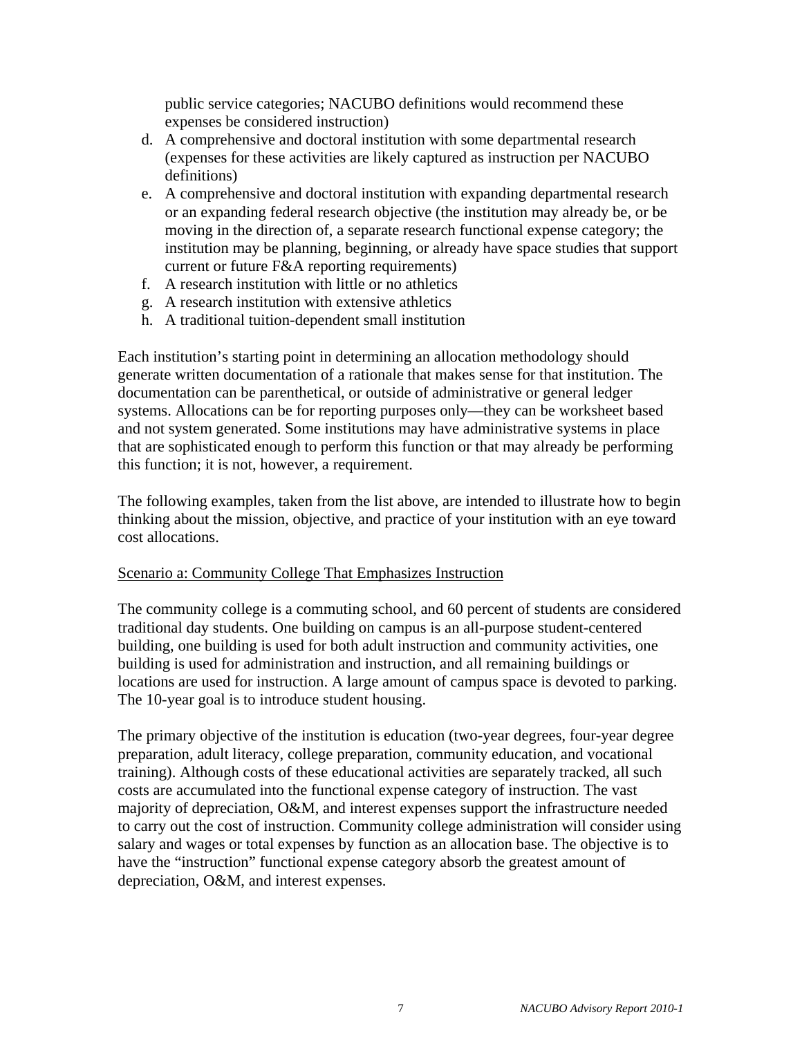public service categories; NACUBO definitions would recommend these expenses be considered instruction)

d. A comprehensive and doctoral institution with some departmental research (expenses for these activities are likely captured as instruction per NACUBO definitions)
e. A comprehensive and doctoral institution with expanding departmental research or an expanding federal research objective (the institution may already be, or be moving in the direction of, a separate research functional expense category; the institution may be planning, beginning, or already have space studies that support current or future F&A reporting requirements)
f. A research institution with little or no athletics
g. A research institution with extensive athletics
h. A traditional tuition-dependent small institution

Each institution's starting point in determining an allocation methodology should generate written documentation of a rationale that makes sense for that institution. The documentation can be parenthetical, or outside of administrative or general ledger systems. Allocations can be for reporting purposes only—they can be worksheet based and not system generated. Some institutions may have administrative systems in place that are sophisticated enough to perform this function or that may already be performing this function; it is not, however, a requirement.

The following examples, taken from the list above, are intended to illustrate how to begin thinking about the mission, objective, and practice of your institution with an eye toward cost allocations.

<u>Scenario a: Community College That Emphasizes Instruction</u>

The community college is a commuting school, and 60 percent of students are considered traditional day students. One building on campus is an all-purpose student-centered building, one building is used for both adult instruction and community activities, one building is used for administration and instruction, and all remaining buildings or locations are used for instruction. A large amount of campus space is devoted to parking. The 10-year goal is to introduce student housing.

The primary objective of the institution is education (two-year degrees, four-year degree preparation, adult literacy, college preparation, community education, and vocational training). Although costs of these educational activities are separately tracked, all such costs are accumulated into the functional expense category of instruction. The vast majority of depreciation, O&M, and interest expenses support the infrastructure needed to carry out the cost of instruction. Community college administration will consider using salary and wages or total expenses by function as an allocation base. The objective is to have the "instruction" functional expense category absorb the greatest amount of depreciation, O&M, and interest expenses.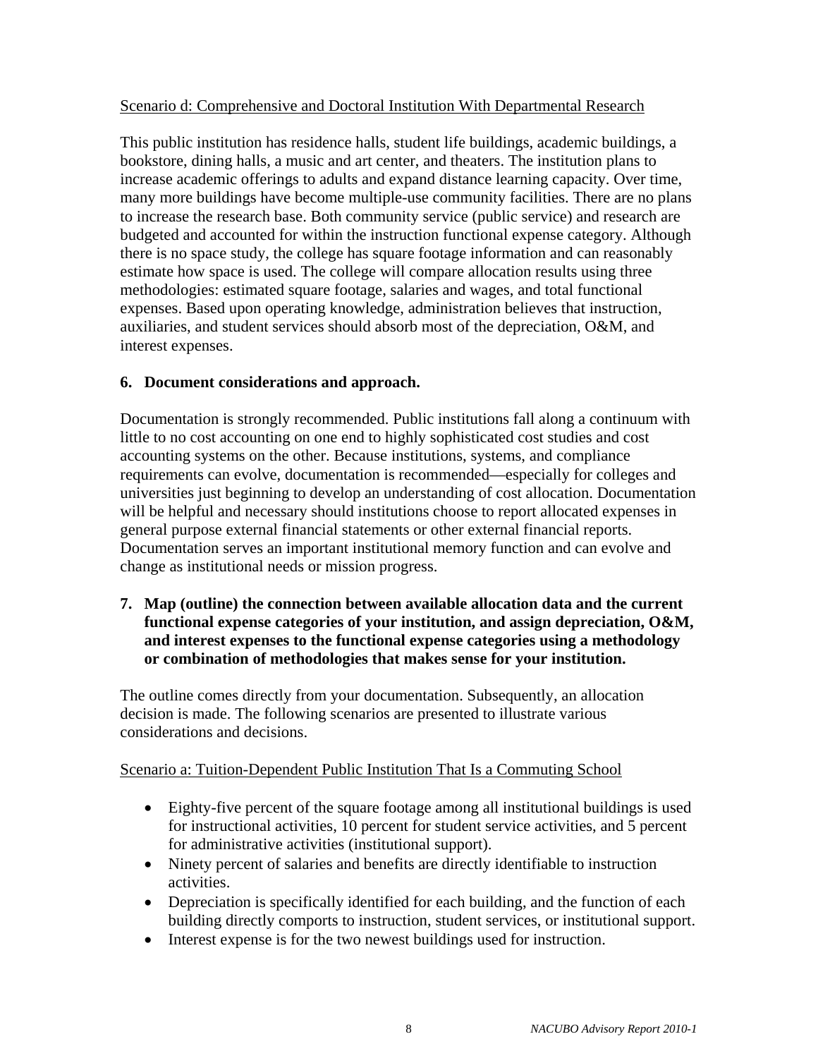Scenario d: Comprehensive and Doctoral Institution With Departmental Research

This public institution has residence halls, student life buildings, academic buildings, a bookstore, dining halls, a music and art center, and theaters. The institution plans to increase academic offerings to adults and expand distance learning capacity. Over time, many more buildings have become multiple-use community facilities. There are no plans to increase the research base. Both community service (public service) and research are budgeted and accounted for within the instruction functional expense category. Although there is no space study, the college has square footage information and can reasonably estimate how space is used. The college will compare allocation results using three methodologies: estimated square footage, salaries and wages, and total functional expenses. Based upon operating knowledge, administration believes that instruction, auxiliaries, and student services should absorb most of the depreciation, O&M, and interest expenses.

**6. Document considerations and approach.**

Documentation is strongly recommended. Public institutions fall along a continuum with little to no cost accounting on one end to highly sophisticated cost studies and cost accounting systems on the other. Because institutions, systems, and compliance requirements can evolve, documentation is recommended—especially for colleges and universities just beginning to develop an understanding of cost allocation. Documentation will be helpful and necessary should institutions choose to report allocated expenses in general purpose external financial statements or other external financial reports. Documentation serves an important institutional memory function and can evolve and change as institutional needs or mission progress.

**7. Map (outline) the connection between available allocation data and the current functional expense categories of your institution, and assign depreciation, O&M, and interest expenses to the functional expense categories using a methodology or combination of methodologies that makes sense for your institution.**

The outline comes directly from your documentation. Subsequently, an allocation decision is made. The following scenarios are presented to illustrate various considerations and decisions.

Scenario a: Tuition-Dependent Public Institution That Is a Commuting School

- Eighty-five percent of the square footage among all institutional buildings is used for instructional activities, 10 percent for student service activities, and 5 percent for administrative activities (institutional support).
- Ninety percent of salaries and benefits are directly identifiable to instruction activities.
- Depreciation is specifically identified for each building, and the function of each building directly comports to instruction, student services, or institutional support.
- Interest expense is for the two newest buildings used for instruction.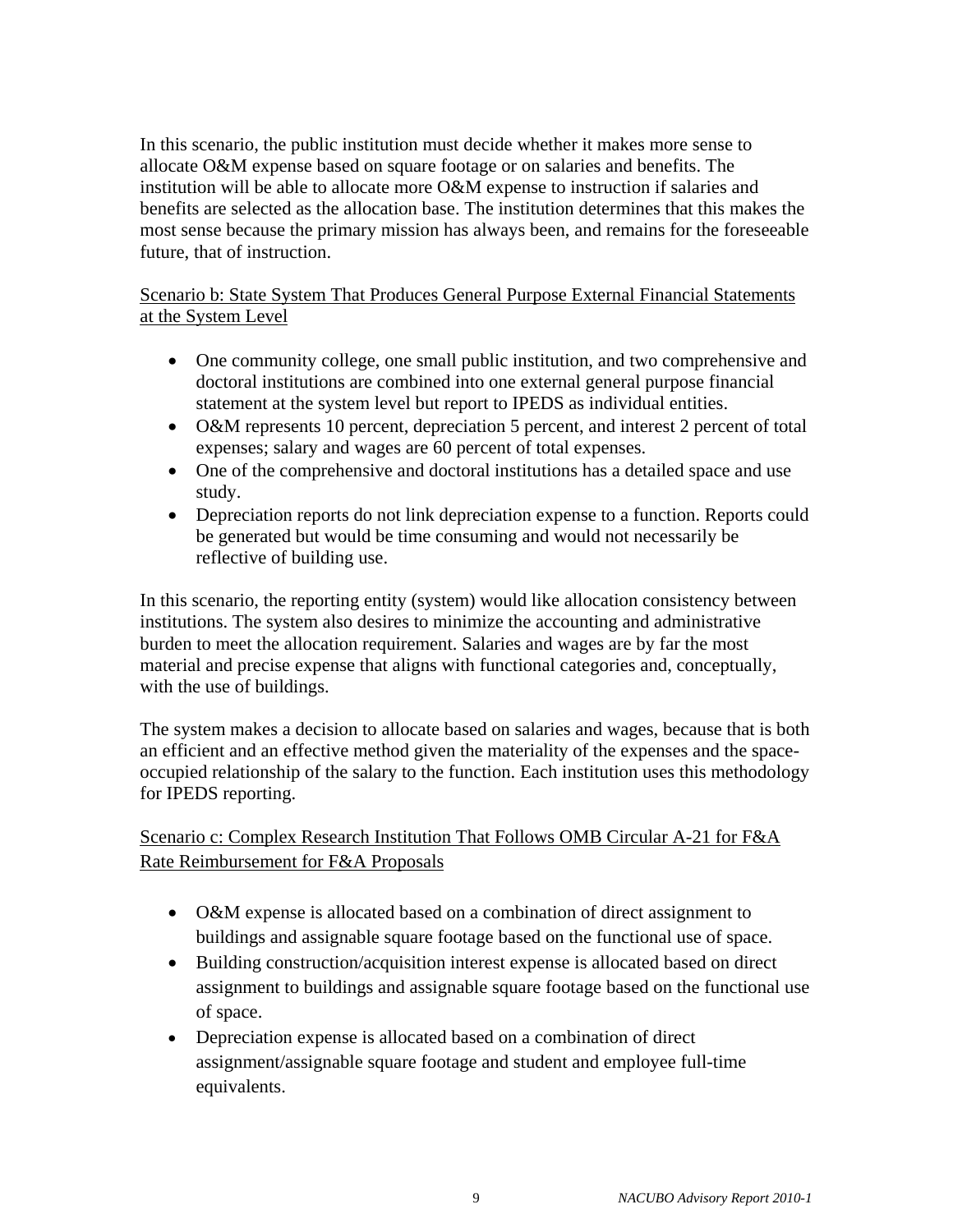In this scenario, the public institution must decide whether it makes more sense to allocate O&M expense based on square footage or on salaries and benefits. The institution will be able to allocate more O&M expense to instruction if salaries and benefits are selected as the allocation base. The institution determines that this makes the most sense because the primary mission has always been, and remains for the foreseeable future, that of instruction.

<u>Scenario b: State System That Produces General Purpose External Financial Statements at the System Level</u>

- One community college, one small public institution, and two comprehensive and doctoral institutions are combined into one external general purpose financial statement at the system level but report to IPEDS as individual entities.
- O&M represents 10 percent, depreciation 5 percent, and interest 2 percent of total expenses; salary and wages are 60 percent of total expenses.
- One of the comprehensive and doctoral institutions has a detailed space and use study.
- Depreciation reports do not link depreciation expense to a function. Reports could be generated but would be time consuming and would not necessarily be reflective of building use.

In this scenario, the reporting entity (system) would like allocation consistency between institutions. The system also desires to minimize the accounting and administrative burden to meet the allocation requirement. Salaries and wages are by far the most material and precise expense that aligns with functional categories and, conceptually, with the use of buildings.

The system makes a decision to allocate based on salaries and wages, because that is both an efficient and an effective method given the materiality of the expenses and the space-occupied relationship of the salary to the function. Each institution uses this methodology for IPEDS reporting.

<u>Scenario c: Complex Research Institution That Follows OMB Circular A-21 for F&A Rate Reimbursement for F&A Proposals</u>

- O&M expense is allocated based on a combination of direct assignment to buildings and assignable square footage based on the functional use of space.
- Building construction/acquisition interest expense is allocated based on direct assignment to buildings and assignable square footage based on the functional use of space.
- Depreciation expense is allocated based on a combination of direct assignment/assignable square footage and student and employee full-time equivalents.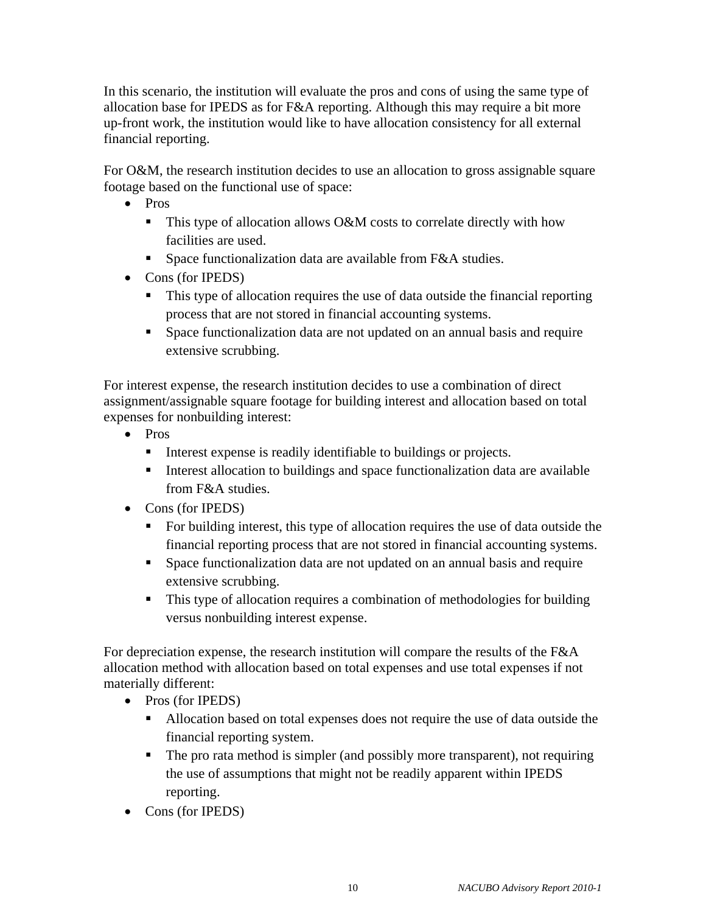In this scenario, the institution will evaluate the pros and cons of using the same type of allocation base for IPEDS as for F&A reporting. Although this may require a bit more up-front work, the institution would like to have allocation consistency for all external financial reporting.

For O&M, the research institution decides to use an allocation to gross assignable square footage based on the functional use of space:

- Pros
  - This type of allocation allows O&M costs to correlate directly with how facilities are used.
  - Space functionalization data are available from F&A studies.
- Cons (for IPEDS)
  - This type of allocation requires the use of data outside the financial reporting process that are not stored in financial accounting systems.
  - Space functionalization data are not updated on an annual basis and require extensive scrubbing.

For interest expense, the research institution decides to use a combination of direct assignment/assignable square footage for building interest and allocation based on total expenses for nonbuilding interest:

- Pros
  - Interest expense is readily identifiable to buildings or projects.
  - Interest allocation to buildings and space functionalization data are available from F&A studies.
- Cons (for IPEDS)
  - For building interest, this type of allocation requires the use of data outside the financial reporting process that are not stored in financial accounting systems.
  - Space functionalization data are not updated on an annual basis and require extensive scrubbing.
  - This type of allocation requires a combination of methodologies for building versus nonbuilding interest expense.

For depreciation expense, the research institution will compare the results of the F&A allocation method with allocation based on total expenses and use total expenses if not materially different:

- Pros (for IPEDS)
  - Allocation based on total expenses does not require the use of data outside the financial reporting system.
  - The pro rata method is simpler (and possibly more transparent), not requiring the use of assumptions that might not be readily apparent within IPEDS reporting.
- Cons (for IPEDS)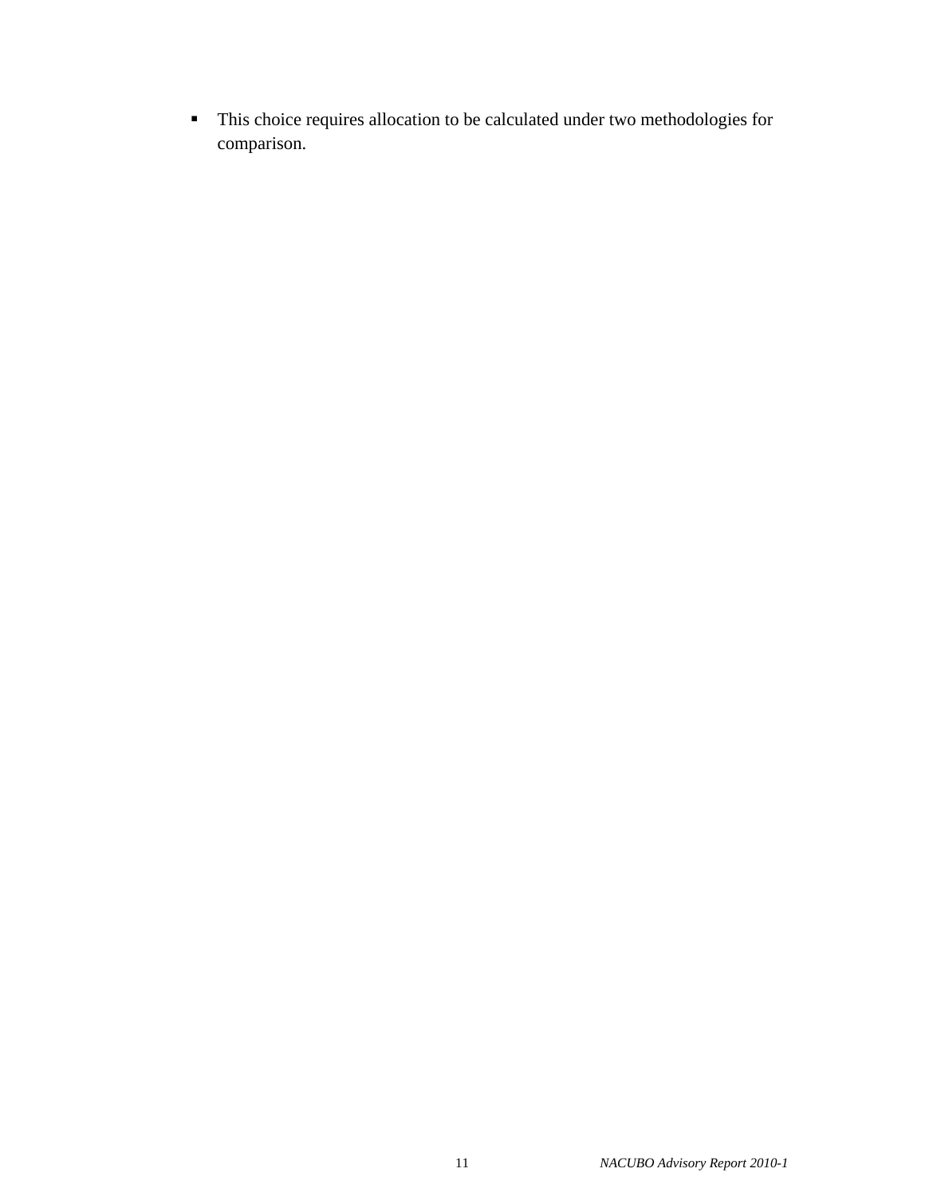- This choice requires allocation to be calculated under two methodologies for comparison.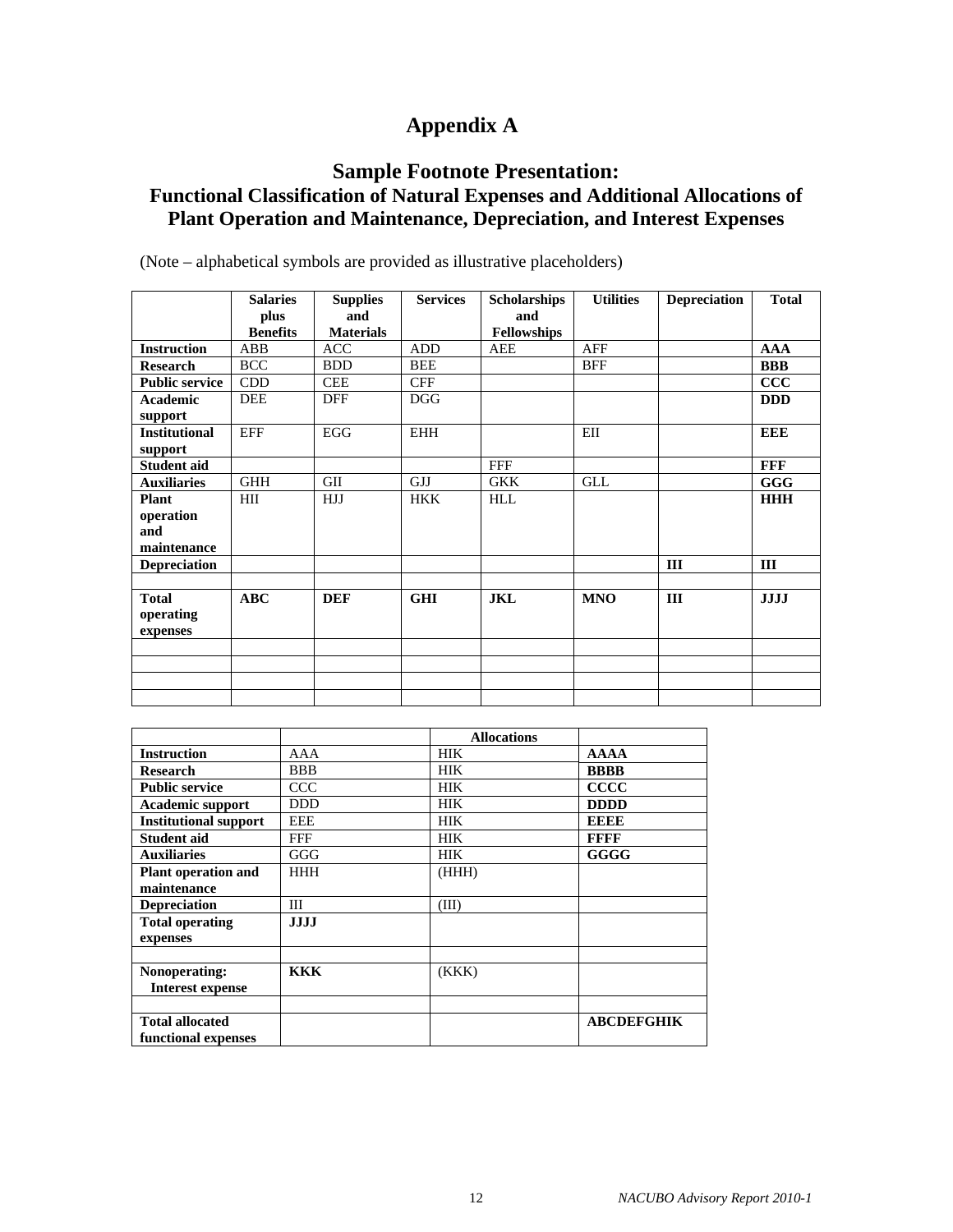# Appendix A

## Sample Footnote Presentation:
### Functional Classification of Natural Expenses and Additional Allocations of Plant Operation and Maintenance, Depreciation, and Interest Expenses

(Note – alphabetical symbols are provided as illustrative placeholders)

| | Salaries plus Benefits | Supplies and Materials | Services | Scholarships and Fellowships | Utilities | Depreciation | Total |
|---|---|---|---|---|---|---|---|
| **Instruction** | ABB | ACC | ADD | AEE | AFF | | **AAA** |
| **Research** | BCC | BDD | BEE | | BFF | | **BBB** |
| **Public service** | CDD | CEE | CFF | | | | **CCC** |
| **Academic support** | DEE | DFF | DGG | | | | **DDD** |
| **Institutional support** | EFF | EGG | EHH | | EII | | **EEE** |
| **Student aid** | | | | FFF | | | **FFF** |
| **Auxiliaries** | GHH | GII | GJJ | GKK | GLL | | **GGG** |
| **Plant operation and maintenance** | HII | HJJ | HKK | HLL | | | **HHH** |
| **Depreciation** | | | | | | **III** | **III** |
| | | | | | | | |
| **Total operating expenses** | **ABC** | **DEF** | **GHI** | **JKL** | **MNO** | **III** | **JJJJ** |
| | | | | | | | |
| | | | | | | | |
| | | | | | | | |
| | | | | | | | |

| | | Allocations | |
|---|---|---|---|
| **Instruction** | AAA | HIK | **AAAA** |
| **Research** | BBB | HIK | **BBBB** |
| **Public service** | CCC | HIK | **CCCC** |
| **Academic support** | DDD | HIK | **DDDD** |
| **Institutional support** | EEE | HIK | **EEEE** |
| **Student aid** | FFF | HIK | **FFFF** |
| **Auxiliaries** | GGG | HIK | **GGGG** |
| **Plant operation and maintenance** | HHH | (HHH) | |
| **Depreciation** | III | (III) | |
| **Total operating expenses** | **JJJJ** | | |
| | | | |
| **Nonoperating: Interest expense** | **KKK** | (KKK) | |
| | | | |
| **Total allocated functional expenses** | | | **ABCDEFGHIK** |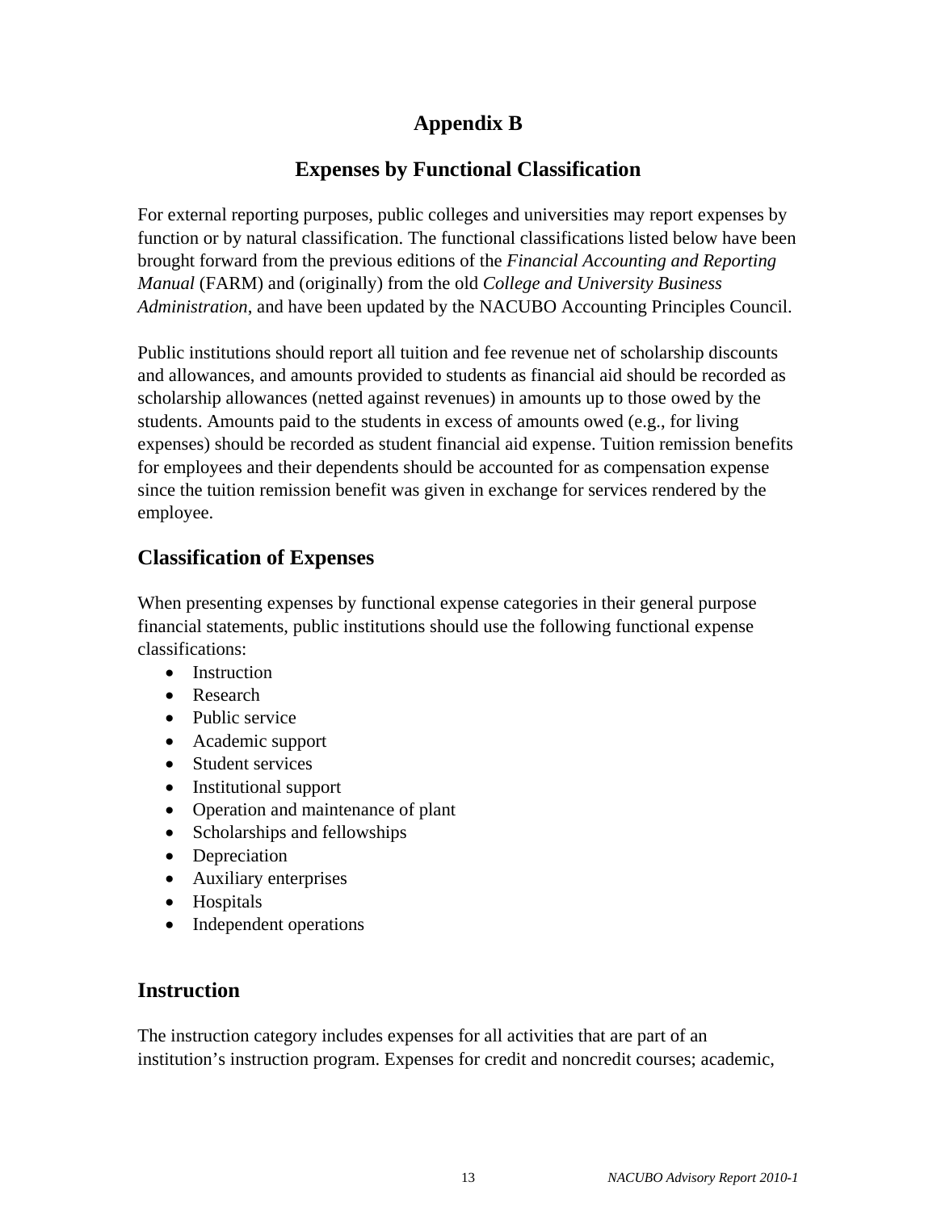# Appendix B

## Expenses by Functional Classification

For external reporting purposes, public colleges and universities may report expenses by function or by natural classification. The functional classifications listed below have been brought forward from the previous editions of the *Financial Accounting and Reporting Manual* (FARM) and (originally) from the old *College and University Business Administration*, and have been updated by the NACUBO Accounting Principles Council.

Public institutions should report all tuition and fee revenue net of scholarship discounts and allowances, and amounts provided to students as financial aid should be recorded as scholarship allowances (netted against revenues) in amounts up to those owed by the students. Amounts paid to the students in excess of amounts owed (e.g., for living expenses) should be recorded as student financial aid expense. Tuition remission benefits for employees and their dependents should be accounted for as compensation expense since the tuition remission benefit was given in exchange for services rendered by the employee.

## Classification of Expenses

When presenting expenses by functional expense categories in their general purpose financial statements, public institutions should use the following functional expense classifications:

- Instruction
- Research
- Public service
- Academic support
- Student services
- Institutional support
- Operation and maintenance of plant
- Scholarships and fellowships
- Depreciation
- Auxiliary enterprises
- Hospitals
- Independent operations

## Instruction

The instruction category includes expenses for all activities that are part of an institution's instruction program. Expenses for credit and noncredit courses; academic,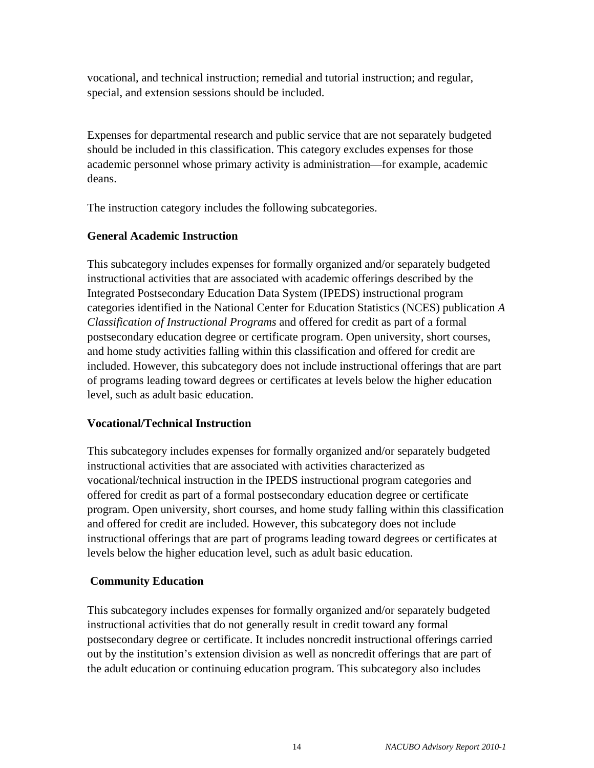vocational, and technical instruction; remedial and tutorial instruction; and regular, special, and extension sessions should be included.

Expenses for departmental research and public service that are not separately budgeted should be included in this classification. This category excludes expenses for those academic personnel whose primary activity is administration—for example, academic deans.

The instruction category includes the following subcategories.

**General Academic Instruction**

This subcategory includes expenses for formally organized and/or separately budgeted instructional activities that are associated with academic offerings described by the Integrated Postsecondary Education Data System (IPEDS) instructional program categories identified in the National Center for Education Statistics (NCES) publication *A Classification of Instructional Programs* and offered for credit as part of a formal postsecondary education degree or certificate program. Open university, short courses, and home study activities falling within this classification and offered for credit are included. However, this subcategory does not include instructional offerings that are part of programs leading toward degrees or certificates at levels below the higher education level, such as adult basic education.

**Vocational/Technical Instruction**

This subcategory includes expenses for formally organized and/or separately budgeted instructional activities that are associated with activities characterized as vocational/technical instruction in the IPEDS instructional program categories and offered for credit as part of a formal postsecondary education degree or certificate program. Open university, short courses, and home study falling within this classification and offered for credit are included. However, this subcategory does not include instructional offerings that are part of programs leading toward degrees or certificates at levels below the higher education level, such as adult basic education.

**Community Education**

This subcategory includes expenses for formally organized and/or separately budgeted instructional activities that do not generally result in credit toward any formal postsecondary degree or certificate. It includes noncredit instructional offerings carried out by the institution's extension division as well as noncredit offerings that are part of the adult education or continuing education program. This subcategory also includes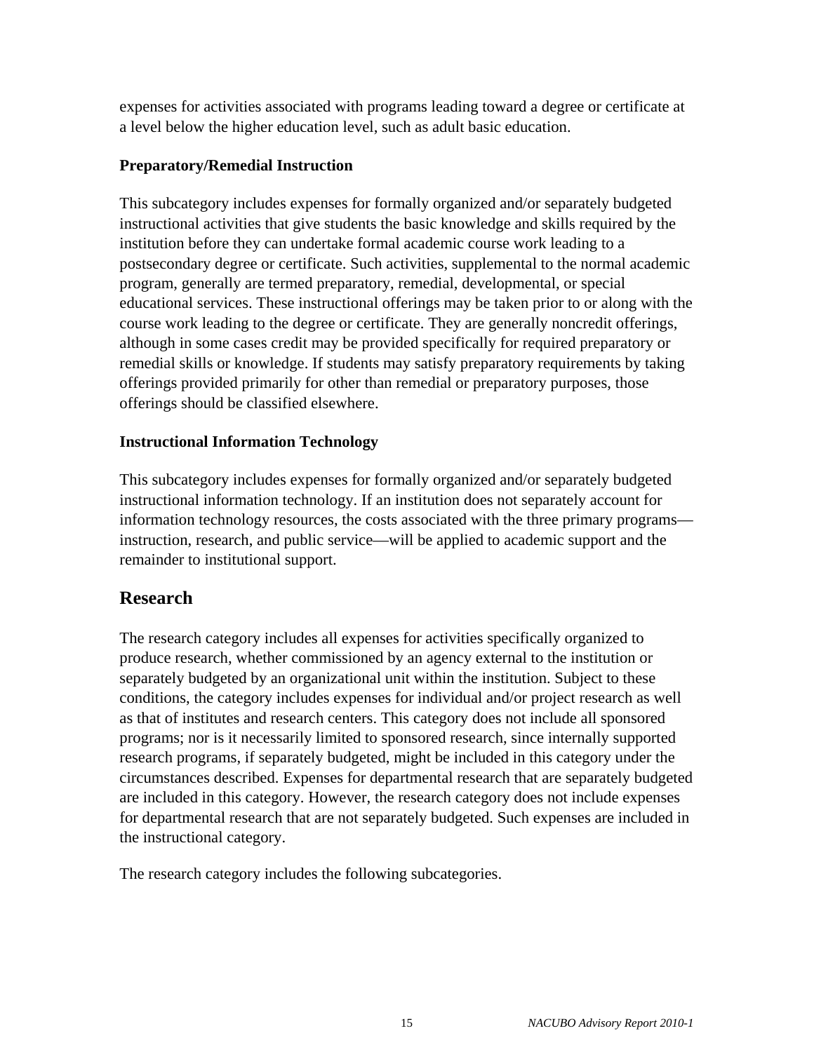expenses for activities associated with programs leading toward a degree or certificate at a level below the higher education level, such as adult basic education.

### Preparatory/Remedial Instruction

This subcategory includes expenses for formally organized and/or separately budgeted instructional activities that give students the basic knowledge and skills required by the institution before they can undertake formal academic course work leading to a postsecondary degree or certificate. Such activities, supplemental to the normal academic program, generally are termed preparatory, remedial, developmental, or special educational services. These instructional offerings may be taken prior to or along with the course work leading to the degree or certificate. They are generally noncredit offerings, although in some cases credit may be provided specifically for required preparatory or remedial skills or knowledge. If students may satisfy preparatory requirements by taking offerings provided primarily for other than remedial or preparatory purposes, those offerings should be classified elsewhere.

### Instructional Information Technology

This subcategory includes expenses for formally organized and/or separately budgeted instructional information technology. If an institution does not separately account for information technology resources, the costs associated with the three primary programs—instruction, research, and public service—will be applied to academic support and the remainder to institutional support.

## Research

The research category includes all expenses for activities specifically organized to produce research, whether commissioned by an agency external to the institution or separately budgeted by an organizational unit within the institution. Subject to these conditions, the category includes expenses for individual and/or project research as well as that of institutes and research centers. This category does not include all sponsored programs; nor is it necessarily limited to sponsored research, since internally supported research programs, if separately budgeted, might be included in this category under the circumstances described. Expenses for departmental research that are separately budgeted are included in this category. However, the research category does not include expenses for departmental research that are not separately budgeted. Such expenses are included in the instructional category.

The research category includes the following subcategories.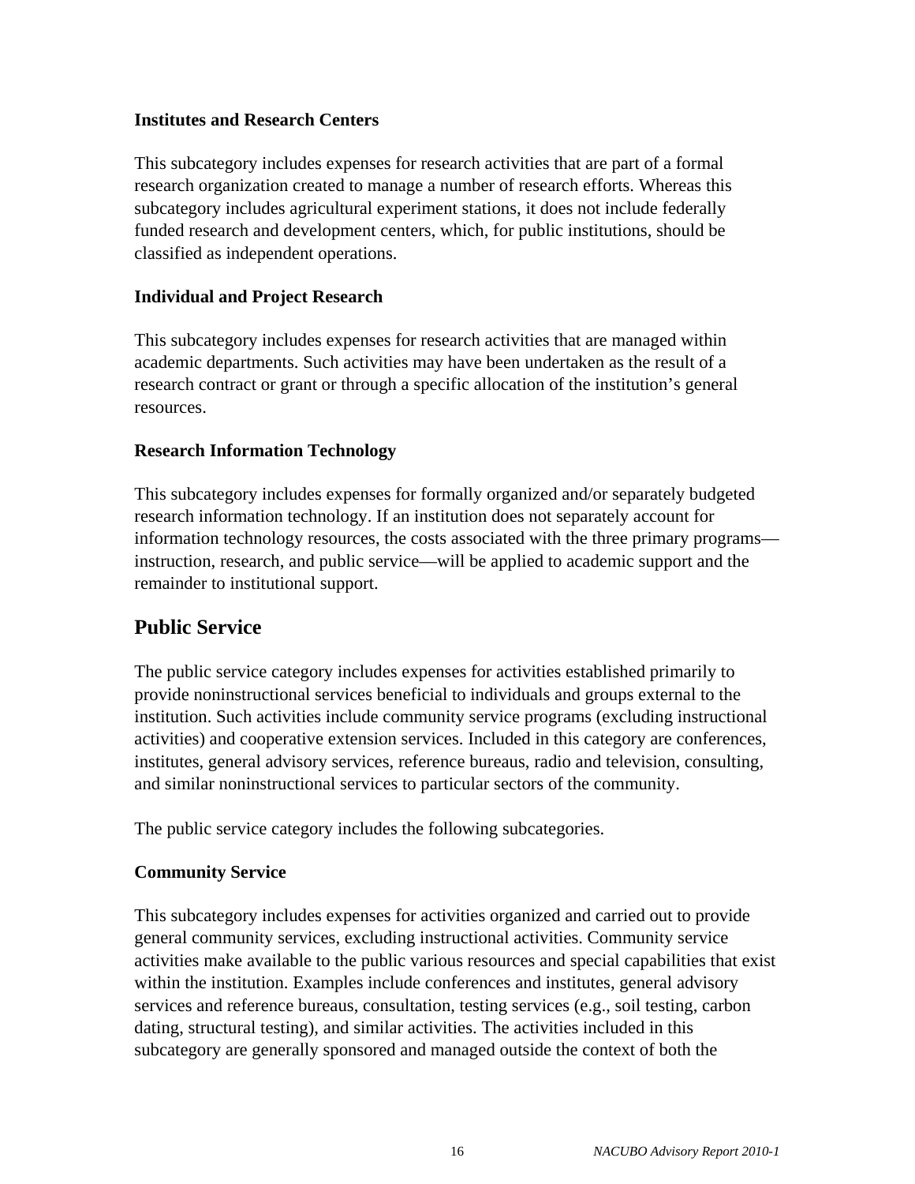### Institutes and Research Centers

This subcategory includes expenses for research activities that are part of a formal research organization created to manage a number of research efforts. Whereas this subcategory includes agricultural experiment stations, it does not include federally funded research and development centers, which, for public institutions, should be classified as independent operations.

### Individual and Project Research

This subcategory includes expenses for research activities that are managed within academic departments. Such activities may have been undertaken as the result of a research contract or grant or through a specific allocation of the institution's general resources.

### Research Information Technology

This subcategory includes expenses for formally organized and/or separately budgeted research information technology. If an institution does not separately account for information technology resources, the costs associated with the three primary programs—instruction, research, and public service—will be applied to academic support and the remainder to institutional support.

## Public Service

The public service category includes expenses for activities established primarily to provide noninstructional services beneficial to individuals and groups external to the institution. Such activities include community service programs (excluding instructional activities) and cooperative extension services. Included in this category are conferences, institutes, general advisory services, reference bureaus, radio and television, consulting, and similar noninstructional services to particular sectors of the community.

The public service category includes the following subcategories.

### Community Service

This subcategory includes expenses for activities organized and carried out to provide general community services, excluding instructional activities. Community service activities make available to the public various resources and special capabilities that exist within the institution. Examples include conferences and institutes, general advisory services and reference bureaus, consultation, testing services (e.g., soil testing, carbon dating, structural testing), and similar activities. The activities included in this subcategory are generally sponsored and managed outside the context of both the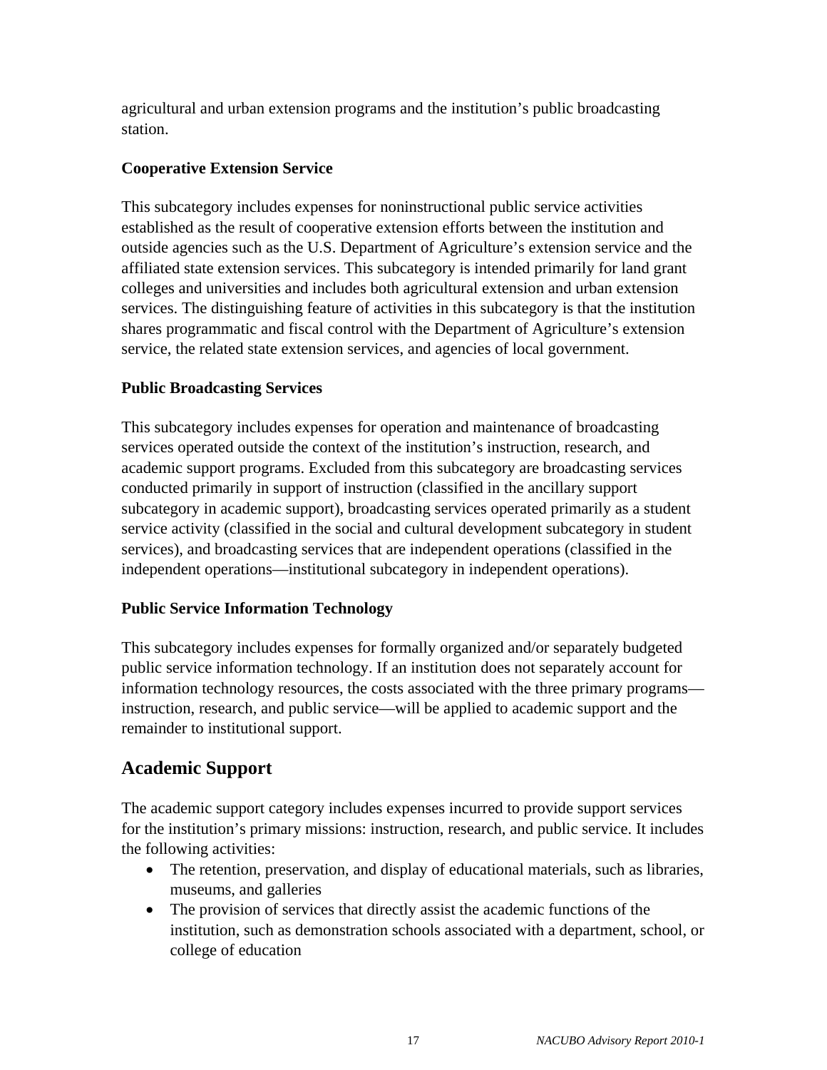agricultural and urban extension programs and the institution's public broadcasting station.

### Cooperative Extension Service

This subcategory includes expenses for noninstructional public service activities established as the result of cooperative extension efforts between the institution and outside agencies such as the U.S. Department of Agriculture's extension service and the affiliated state extension services. This subcategory is intended primarily for land grant colleges and universities and includes both agricultural extension and urban extension services. The distinguishing feature of activities in this subcategory is that the institution shares programmatic and fiscal control with the Department of Agriculture's extension service, the related state extension services, and agencies of local government.

### Public Broadcasting Services

This subcategory includes expenses for operation and maintenance of broadcasting services operated outside the context of the institution's instruction, research, and academic support programs. Excluded from this subcategory are broadcasting services conducted primarily in support of instruction (classified in the ancillary support subcategory in academic support), broadcasting services operated primarily as a student service activity (classified in the social and cultural development subcategory in student services), and broadcasting services that are independent operations (classified in the independent operations—institutional subcategory in independent operations).

### Public Service Information Technology

This subcategory includes expenses for formally organized and/or separately budgeted public service information technology. If an institution does not separately account for information technology resources, the costs associated with the three primary programs—instruction, research, and public service—will be applied to academic support and the remainder to institutional support.

## Academic Support

The academic support category includes expenses incurred to provide support services for the institution's primary missions: instruction, research, and public service. It includes the following activities:

- The retention, preservation, and display of educational materials, such as libraries, museums, and galleries
- The provision of services that directly assist the academic functions of the institution, such as demonstration schools associated with a department, school, or college of education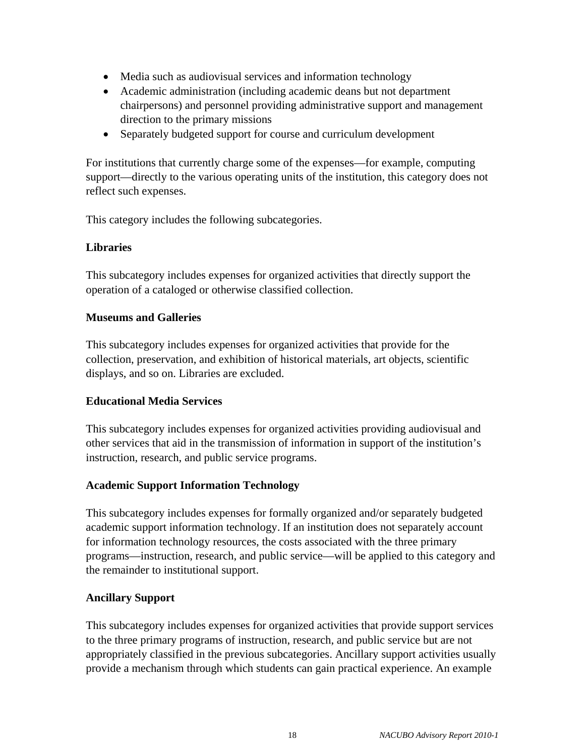- Media such as audiovisual services and information technology
- Academic administration (including academic deans but not department chairpersons) and personnel providing administrative support and management direction to the primary missions
- Separately budgeted support for course and curriculum development

For institutions that currently charge some of the expenses—for example, computing support—directly to the various operating units of the institution, this category does not reflect such expenses.

This category includes the following subcategories.

**Libraries**

This subcategory includes expenses for organized activities that directly support the operation of a cataloged or otherwise classified collection.

**Museums and Galleries**

This subcategory includes expenses for organized activities that provide for the collection, preservation, and exhibition of historical materials, art objects, scientific displays, and so on. Libraries are excluded.

**Educational Media Services**

This subcategory includes expenses for organized activities providing audiovisual and other services that aid in the transmission of information in support of the institution's instruction, research, and public service programs.

**Academic Support Information Technology**

This subcategory includes expenses for formally organized and/or separately budgeted academic support information technology. If an institution does not separately account for information technology resources, the costs associated with the three primary programs—instruction, research, and public service—will be applied to this category and the remainder to institutional support.

**Ancillary Support**

This subcategory includes expenses for organized activities that provide support services to the three primary programs of instruction, research, and public service but are not appropriately classified in the previous subcategories. Ancillary support activities usually provide a mechanism through which students can gain practical experience. An example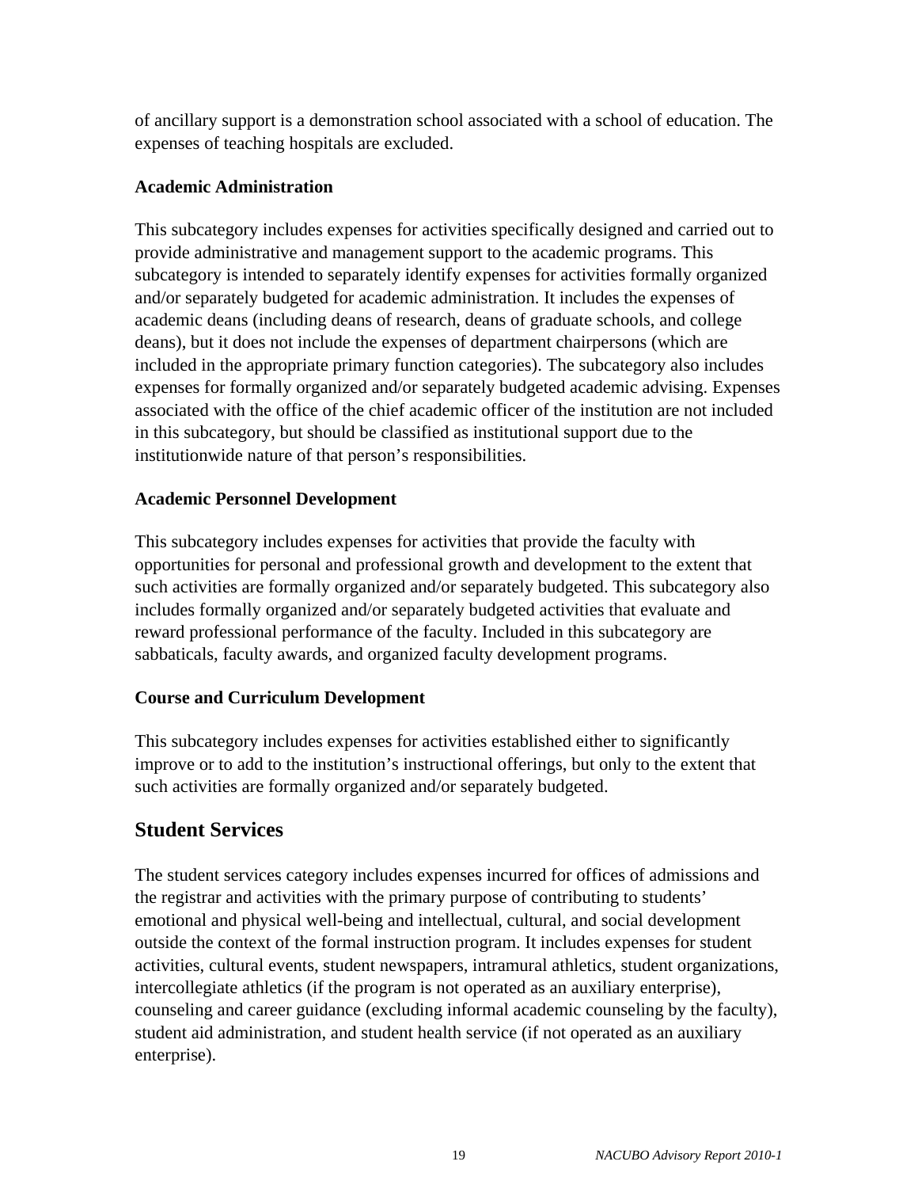of ancillary support is a demonstration school associated with a school of education. The expenses of teaching hospitals are excluded.

### Academic Administration

This subcategory includes expenses for activities specifically designed and carried out to provide administrative and management support to the academic programs. This subcategory is intended to separately identify expenses for activities formally organized and/or separately budgeted for academic administration. It includes the expenses of academic deans (including deans of research, deans of graduate schools, and college deans), but it does not include the expenses of department chairpersons (which are included in the appropriate primary function categories). The subcategory also includes expenses for formally organized and/or separately budgeted academic advising. Expenses associated with the office of the chief academic officer of the institution are not included in this subcategory, but should be classified as institutional support due to the institutionwide nature of that person's responsibilities.

### Academic Personnel Development

This subcategory includes expenses for activities that provide the faculty with opportunities for personal and professional growth and development to the extent that such activities are formally organized and/or separately budgeted. This subcategory also includes formally organized and/or separately budgeted activities that evaluate and reward professional performance of the faculty. Included in this subcategory are sabbaticals, faculty awards, and organized faculty development programs.

### Course and Curriculum Development

This subcategory includes expenses for activities established either to significantly improve or to add to the institution's instructional offerings, but only to the extent that such activities are formally organized and/or separately budgeted.

## Student Services

The student services category includes expenses incurred for offices of admissions and the registrar and activities with the primary purpose of contributing to students' emotional and physical well-being and intellectual, cultural, and social development outside the context of the formal instruction program. It includes expenses for student activities, cultural events, student newspapers, intramural athletics, student organizations, intercollegiate athletics (if the program is not operated as an auxiliary enterprise), counseling and career guidance (excluding informal academic counseling by the faculty), student aid administration, and student health service (if not operated as an auxiliary enterprise).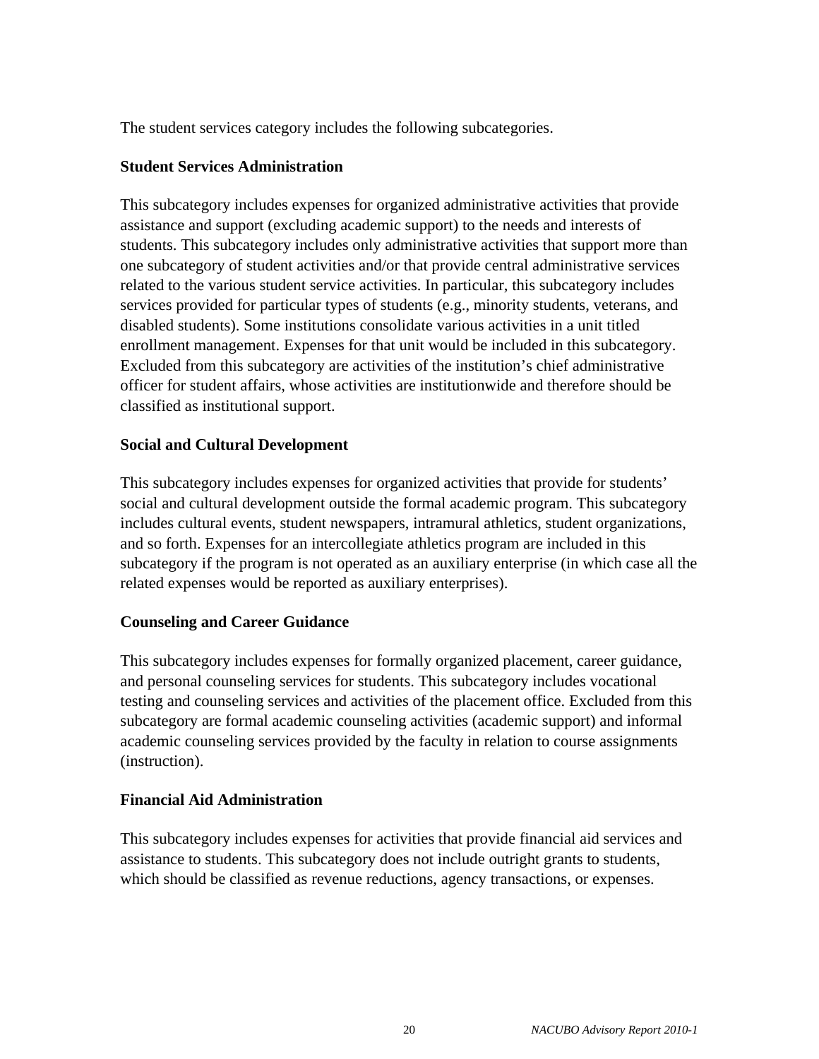The student services category includes the following subcategories.

**Student Services Administration**

This subcategory includes expenses for organized administrative activities that provide assistance and support (excluding academic support) to the needs and interests of students. This subcategory includes only administrative activities that support more than one subcategory of student activities and/or that provide central administrative services related to the various student service activities. In particular, this subcategory includes services provided for particular types of students (e.g., minority students, veterans, and disabled students). Some institutions consolidate various activities in a unit titled enrollment management. Expenses for that unit would be included in this subcategory. Excluded from this subcategory are activities of the institution's chief administrative officer for student affairs, whose activities are institutionwide and therefore should be classified as institutional support.

**Social and Cultural Development**

This subcategory includes expenses for organized activities that provide for students' social and cultural development outside the formal academic program. This subcategory includes cultural events, student newspapers, intramural athletics, student organizations, and so forth. Expenses for an intercollegiate athletics program are included in this subcategory if the program is not operated as an auxiliary enterprise (in which case all the related expenses would be reported as auxiliary enterprises).

**Counseling and Career Guidance**

This subcategory includes expenses for formally organized placement, career guidance, and personal counseling services for students. This subcategory includes vocational testing and counseling services and activities of the placement office. Excluded from this subcategory are formal academic counseling activities (academic support) and informal academic counseling services provided by the faculty in relation to course assignments (instruction).

**Financial Aid Administration**

This subcategory includes expenses for activities that provide financial aid services and assistance to students. This subcategory does not include outright grants to students, which should be classified as revenue reductions, agency transactions, or expenses.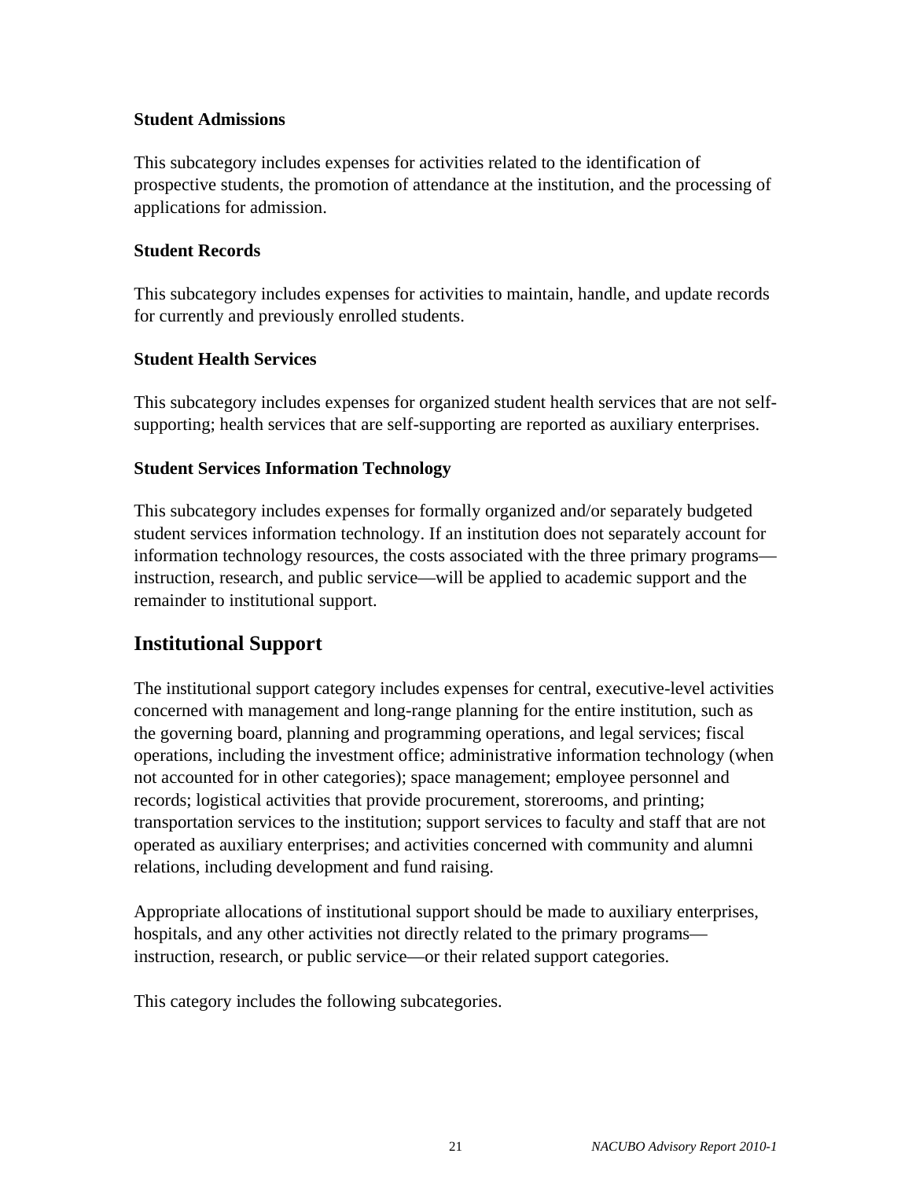**Student Admissions**

This subcategory includes expenses for activities related to the identification of prospective students, the promotion of attendance at the institution, and the processing of applications for admission.

**Student Records**

This subcategory includes expenses for activities to maintain, handle, and update records for currently and previously enrolled students.

**Student Health Services**

This subcategory includes expenses for organized student health services that are not self-supporting; health services that are self-supporting are reported as auxiliary enterprises.

**Student Services Information Technology**

This subcategory includes expenses for formally organized and/or separately budgeted student services information technology. If an institution does not separately account for information technology resources, the costs associated with the three primary programs—instruction, research, and public service—will be applied to academic support and the remainder to institutional support.

## Institutional Support

The institutional support category includes expenses for central, executive-level activities concerned with management and long-range planning for the entire institution, such as the governing board, planning and programming operations, and legal services; fiscal operations, including the investment office; administrative information technology (when not accounted for in other categories); space management; employee personnel and records; logistical activities that provide procurement, storerooms, and printing; transportation services to the institution; support services to faculty and staff that are not operated as auxiliary enterprises; and activities concerned with community and alumni relations, including development and fund raising.

Appropriate allocations of institutional support should be made to auxiliary enterprises, hospitals, and any other activities not directly related to the primary programs—instruction, research, or public service—or their related support categories.

This category includes the following subcategories.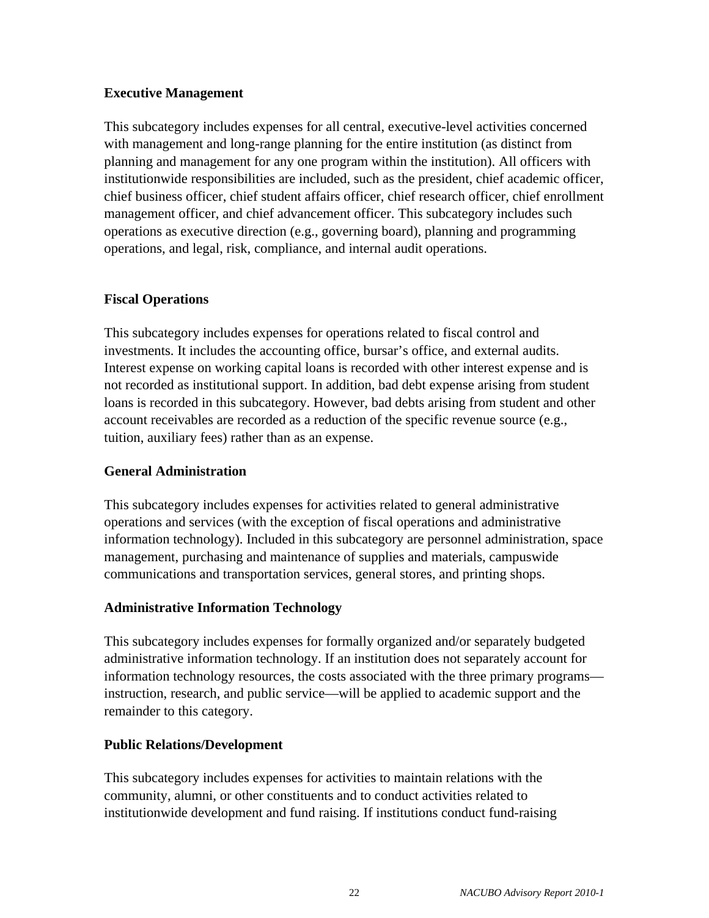### Executive Management

This subcategory includes expenses for all central, executive-level activities concerned with management and long-range planning for the entire institution (as distinct from planning and management for any one program within the institution). All officers with institutionwide responsibilities are included, such as the president, chief academic officer, chief business officer, chief student affairs officer, chief research officer, chief enrollment management officer, and chief advancement officer. This subcategory includes such operations as executive direction (e.g., governing board), planning and programming operations, and legal, risk, compliance, and internal audit operations.

### Fiscal Operations

This subcategory includes expenses for operations related to fiscal control and investments. It includes the accounting office, bursar's office, and external audits. Interest expense on working capital loans is recorded with other interest expense and is not recorded as institutional support. In addition, bad debt expense arising from student loans is recorded in this subcategory. However, bad debts arising from student and other account receivables are recorded as a reduction of the specific revenue source (e.g., tuition, auxiliary fees) rather than as an expense.

### General Administration

This subcategory includes expenses for activities related to general administrative operations and services (with the exception of fiscal operations and administrative information technology). Included in this subcategory are personnel administration, space management, purchasing and maintenance of supplies and materials, campuswide communications and transportation services, general stores, and printing shops.

### Administrative Information Technology

This subcategory includes expenses for formally organized and/or separately budgeted administrative information technology. If an institution does not separately account for information technology resources, the costs associated with the three primary programs—instruction, research, and public service—will be applied to academic support and the remainder to this category.

### Public Relations/Development

This subcategory includes expenses for activities to maintain relations with the community, alumni, or other constituents and to conduct activities related to institutionwide development and fund raising. If institutions conduct fund-raising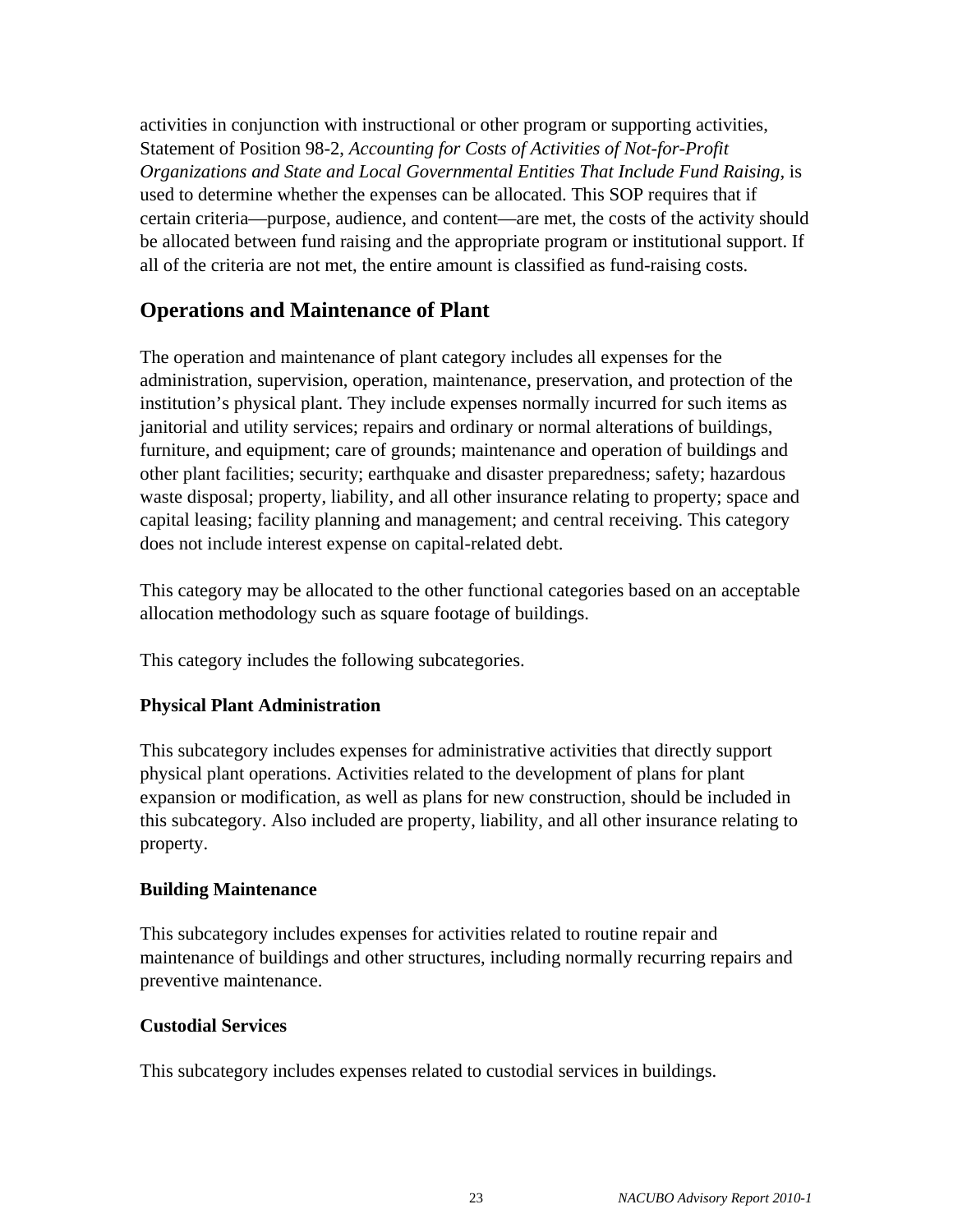activities in conjunction with instructional or other program or supporting activities, Statement of Position 98-2, *Accounting for Costs of Activities of Not-for-Profit Organizations and State and Local Governmental Entities That Include Fund Raising,* is used to determine whether the expenses can be allocated. This SOP requires that if certain criteria—purpose, audience, and content—are met, the costs of the activity should be allocated between fund raising and the appropriate program or institutional support. If all of the criteria are not met, the entire amount is classified as fund-raising costs.

## Operations and Maintenance of Plant

The operation and maintenance of plant category includes all expenses for the administration, supervision, operation, maintenance, preservation, and protection of the institution's physical plant. They include expenses normally incurred for such items as janitorial and utility services; repairs and ordinary or normal alterations of buildings, furniture, and equipment; care of grounds; maintenance and operation of buildings and other plant facilities; security; earthquake and disaster preparedness; safety; hazardous waste disposal; property, liability, and all other insurance relating to property; space and capital leasing; facility planning and management; and central receiving. This category does not include interest expense on capital-related debt.

This category may be allocated to the other functional categories based on an acceptable allocation methodology such as square footage of buildings.

This category includes the following subcategories.

### Physical Plant Administration

This subcategory includes expenses for administrative activities that directly support physical plant operations. Activities related to the development of plans for plant expansion or modification, as well as plans for new construction, should be included in this subcategory. Also included are property, liability, and all other insurance relating to property.

### Building Maintenance

This subcategory includes expenses for activities related to routine repair and maintenance of buildings and other structures, including normally recurring repairs and preventive maintenance.

### Custodial Services

This subcategory includes expenses related to custodial services in buildings.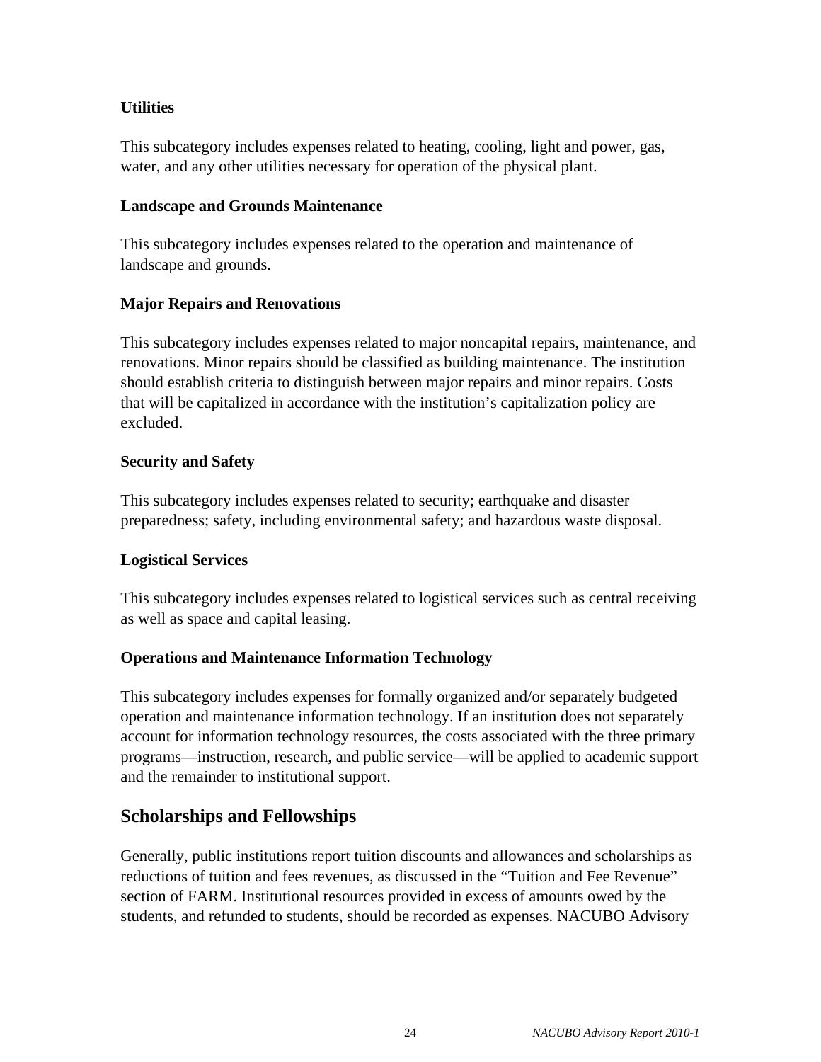**Utilities**

This subcategory includes expenses related to heating, cooling, light and power, gas, water, and any other utilities necessary for operation of the physical plant.

**Landscape and Grounds Maintenance**

This subcategory includes expenses related to the operation and maintenance of landscape and grounds.

**Major Repairs and Renovations**

This subcategory includes expenses related to major noncapital repairs, maintenance, and renovations. Minor repairs should be classified as building maintenance. The institution should establish criteria to distinguish between major repairs and minor repairs. Costs that will be capitalized in accordance with the institution's capitalization policy are excluded.

**Security and Safety**

This subcategory includes expenses related to security; earthquake and disaster preparedness; safety, including environmental safety; and hazardous waste disposal.

**Logistical Services**

This subcategory includes expenses related to logistical services such as central receiving as well as space and capital leasing.

**Operations and Maintenance Information Technology**

This subcategory includes expenses for formally organized and/or separately budgeted operation and maintenance information technology. If an institution does not separately account for information technology resources, the costs associated with the three primary programs—instruction, research, and public service—will be applied to academic support and the remainder to institutional support.

## Scholarships and Fellowships

Generally, public institutions report tuition discounts and allowances and scholarships as reductions of tuition and fees revenues, as discussed in the "Tuition and Fee Revenue" section of FARM. Institutional resources provided in excess of amounts owed by the students, and refunded to students, should be recorded as expenses. NACUBO Advisory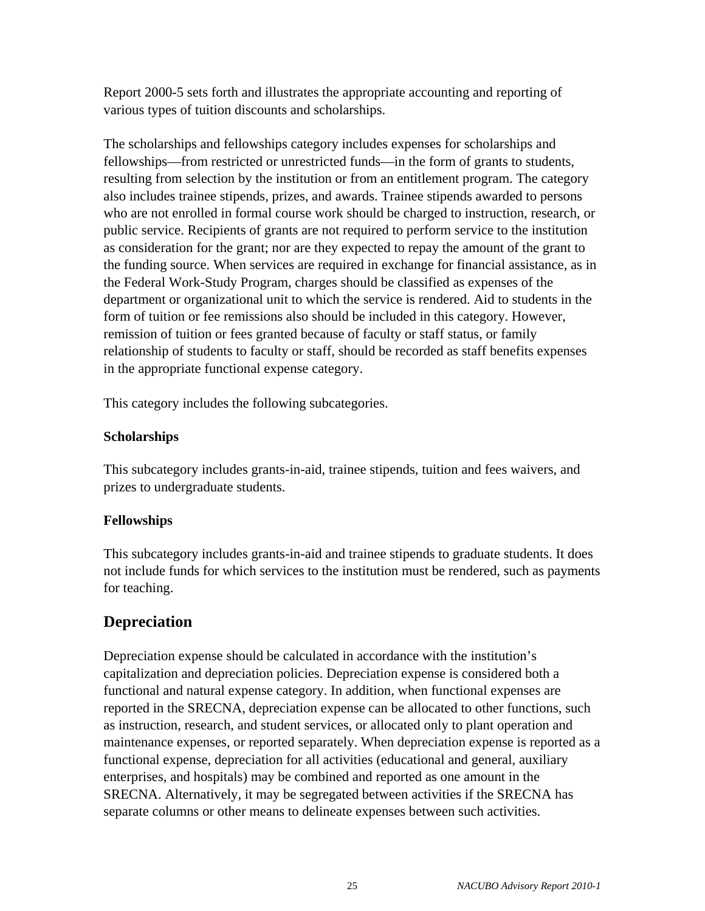Report 2000-5 sets forth and illustrates the appropriate accounting and reporting of various types of tuition discounts and scholarships.

The scholarships and fellowships category includes expenses for scholarships and fellowships—from restricted or unrestricted funds—in the form of grants to students, resulting from selection by the institution or from an entitlement program. The category also includes trainee stipends, prizes, and awards. Trainee stipends awarded to persons who are not enrolled in formal course work should be charged to instruction, research, or public service. Recipients of grants are not required to perform service to the institution as consideration for the grant; nor are they expected to repay the amount of the grant to the funding source. When services are required in exchange for financial assistance, as in the Federal Work-Study Program, charges should be classified as expenses of the department or organizational unit to which the service is rendered. Aid to students in the form of tuition or fee remissions also should be included in this category. However, remission of tuition or fees granted because of faculty or staff status, or family relationship of students to faculty or staff, should be recorded as staff benefits expenses in the appropriate functional expense category.

This category includes the following subcategories.

**Scholarships**

This subcategory includes grants-in-aid, trainee stipends, tuition and fees waivers, and prizes to undergraduate students.

**Fellowships**

This subcategory includes grants-in-aid and trainee stipends to graduate students. It does not include funds for which services to the institution must be rendered, such as payments for teaching.

## Depreciation

Depreciation expense should be calculated in accordance with the institution's capitalization and depreciation policies. Depreciation expense is considered both a functional and natural expense category. In addition, when functional expenses are reported in the SRECNA, depreciation expense can be allocated to other functions, such as instruction, research, and student services, or allocated only to plant operation and maintenance expenses, or reported separately. When depreciation expense is reported as a functional expense, depreciation for all activities (educational and general, auxiliary enterprises, and hospitals) may be combined and reported as one amount in the SRECNA. Alternatively, it may be segregated between activities if the SRECNA has separate columns or other means to delineate expenses between such activities.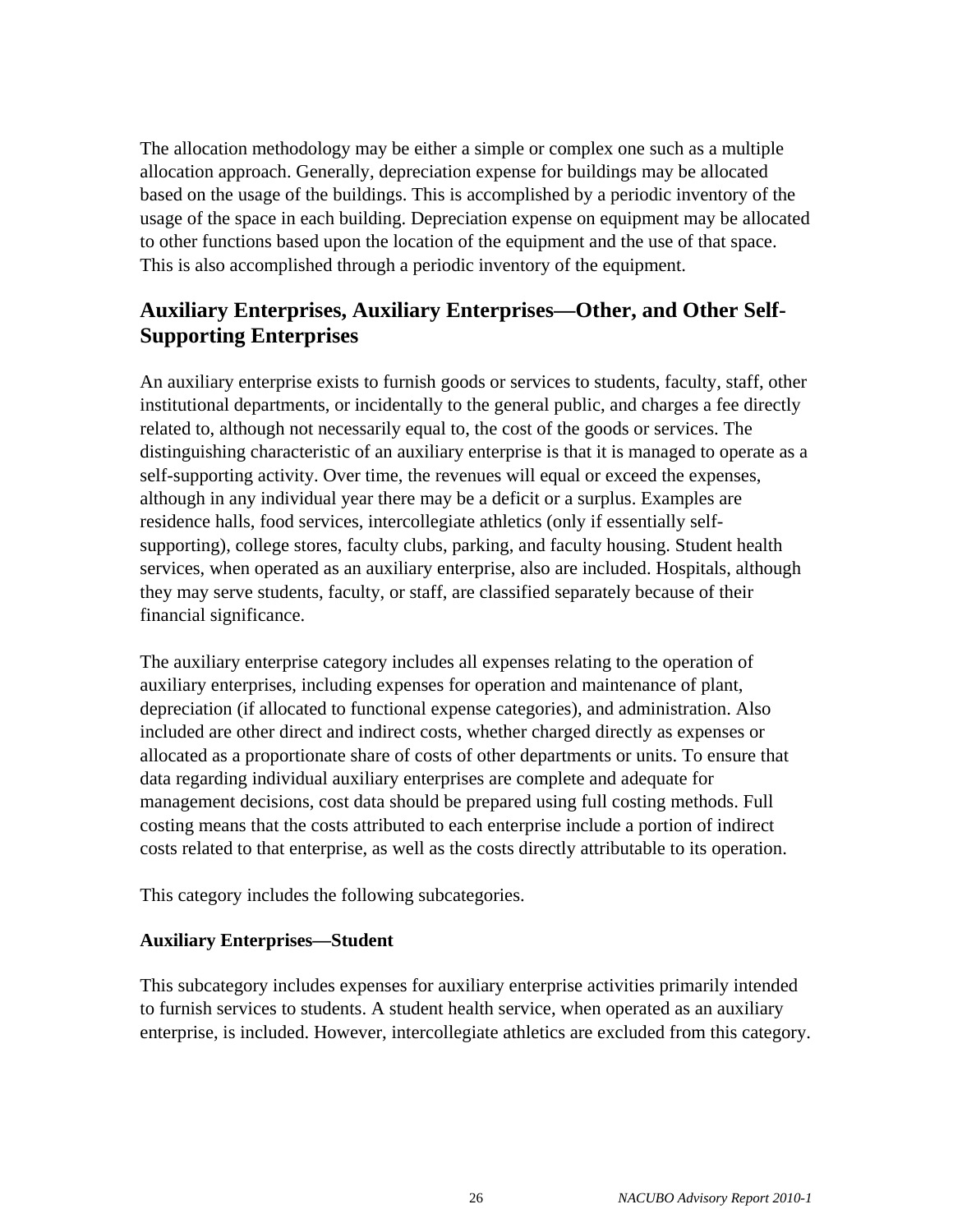The allocation methodology may be either a simple or complex one such as a multiple allocation approach. Generally, depreciation expense for buildings may be allocated based on the usage of the buildings. This is accomplished by a periodic inventory of the usage of the space in each building. Depreciation expense on equipment may be allocated to other functions based upon the location of the equipment and the use of that space. This is also accomplished through a periodic inventory of the equipment.

## Auxiliary Enterprises, Auxiliary Enterprises—Other, and Other Self-Supporting Enterprises

An auxiliary enterprise exists to furnish goods or services to students, faculty, staff, other institutional departments, or incidentally to the general public, and charges a fee directly related to, although not necessarily equal to, the cost of the goods or services. The distinguishing characteristic of an auxiliary enterprise is that it is managed to operate as a self-supporting activity. Over time, the revenues will equal or exceed the expenses, although in any individual year there may be a deficit or a surplus. Examples are residence halls, food services, intercollegiate athletics (only if essentially self-supporting), college stores, faculty clubs, parking, and faculty housing. Student health services, when operated as an auxiliary enterprise, also are included. Hospitals, although they may serve students, faculty, or staff, are classified separately because of their financial significance.

The auxiliary enterprise category includes all expenses relating to the operation of auxiliary enterprises, including expenses for operation and maintenance of plant, depreciation (if allocated to functional expense categories), and administration. Also included are other direct and indirect costs, whether charged directly as expenses or allocated as a proportionate share of costs of other departments or units. To ensure that data regarding individual auxiliary enterprises are complete and adequate for management decisions, cost data should be prepared using full costing methods. Full costing means that the costs attributed to each enterprise include a portion of indirect costs related to that enterprise, as well as the costs directly attributable to its operation.

This category includes the following subcategories.

### Auxiliary Enterprises—Student

This subcategory includes expenses for auxiliary enterprise activities primarily intended to furnish services to students. A student health service, when operated as an auxiliary enterprise, is included. However, intercollegiate athletics are excluded from this category.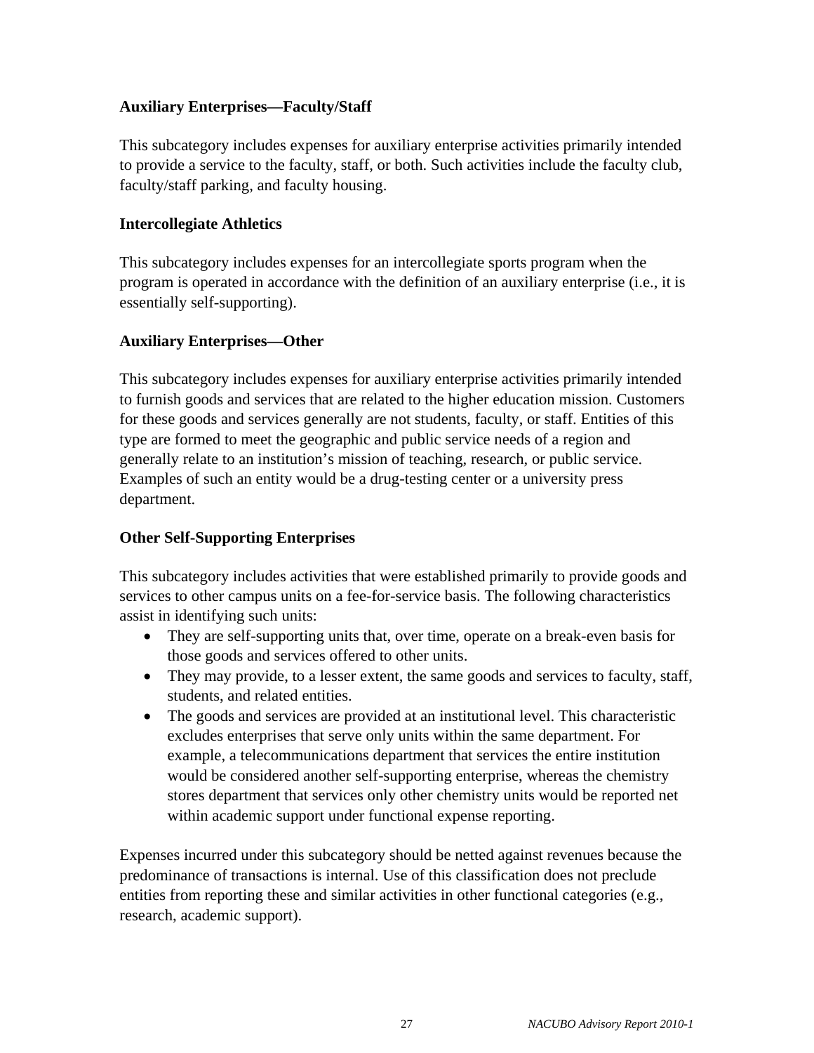**Auxiliary Enterprises—Faculty/Staff**

This subcategory includes expenses for auxiliary enterprise activities primarily intended to provide a service to the faculty, staff, or both. Such activities include the faculty club, faculty/staff parking, and faculty housing.

**Intercollegiate Athletics**

This subcategory includes expenses for an intercollegiate sports program when the program is operated in accordance with the definition of an auxiliary enterprise (i.e., it is essentially self-supporting).

**Auxiliary Enterprises—Other**

This subcategory includes expenses for auxiliary enterprise activities primarily intended to furnish goods and services that are related to the higher education mission. Customers for these goods and services generally are not students, faculty, or staff. Entities of this type are formed to meet the geographic and public service needs of a region and generally relate to an institution's mission of teaching, research, or public service. Examples of such an entity would be a drug-testing center or a university press department.

**Other Self-Supporting Enterprises**

This subcategory includes activities that were established primarily to provide goods and services to other campus units on a fee-for-service basis. The following characteristics assist in identifying such units:

- They are self-supporting units that, over time, operate on a break-even basis for those goods and services offered to other units.
- They may provide, to a lesser extent, the same goods and services to faculty, staff, students, and related entities.
- The goods and services are provided at an institutional level. This characteristic excludes enterprises that serve only units within the same department. For example, a telecommunications department that services the entire institution would be considered another self-supporting enterprise, whereas the chemistry stores department that services only other chemistry units would be reported net within academic support under functional expense reporting.

Expenses incurred under this subcategory should be netted against revenues because the predominance of transactions is internal. Use of this classification does not preclude entities from reporting these and similar activities in other functional categories (e.g., research, academic support).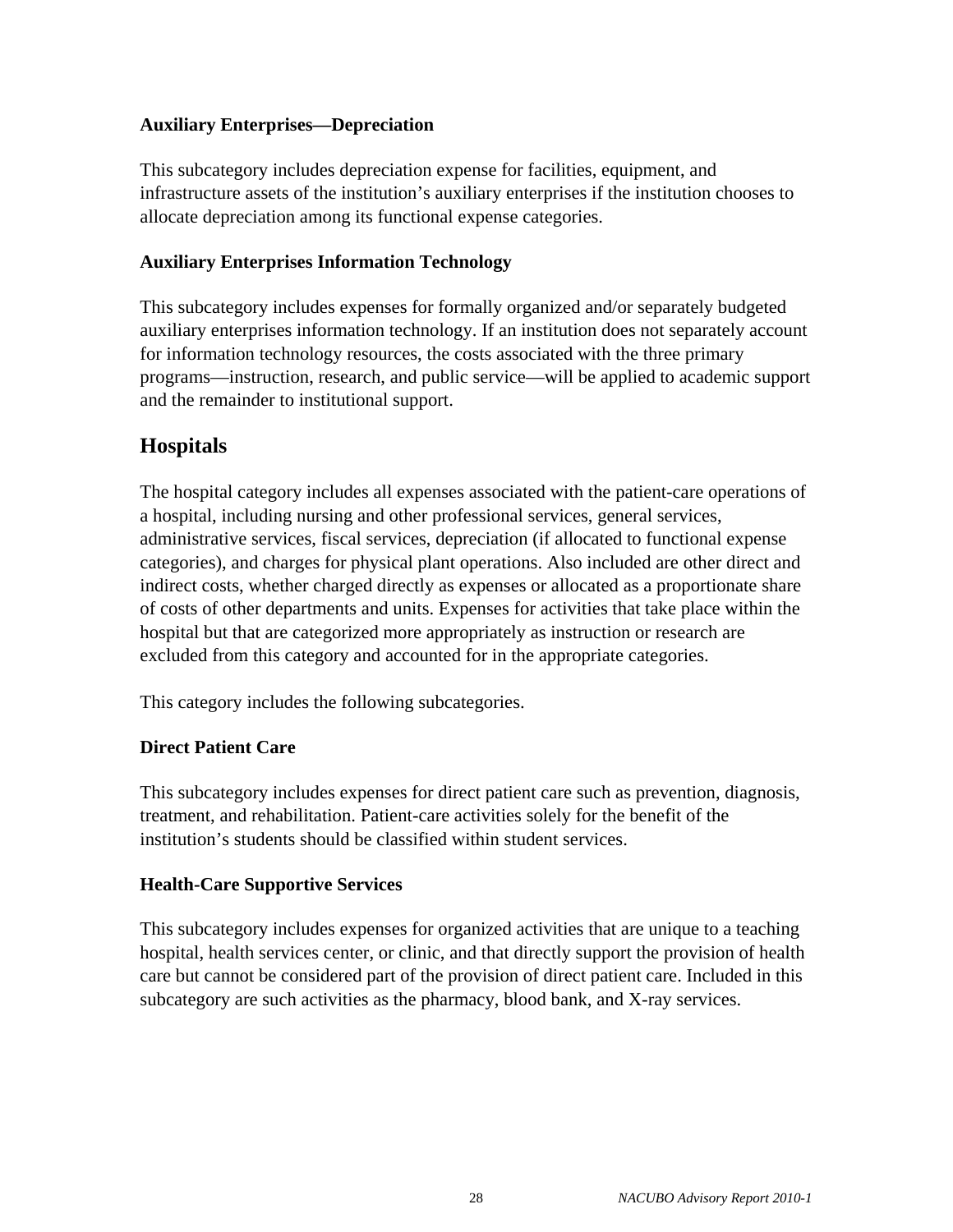### Auxiliary Enterprises—Depreciation

This subcategory includes depreciation expense for facilities, equipment, and infrastructure assets of the institution's auxiliary enterprises if the institution chooses to allocate depreciation among its functional expense categories.

### Auxiliary Enterprises Information Technology

This subcategory includes expenses for formally organized and/or separately budgeted auxiliary enterprises information technology. If an institution does not separately account for information technology resources, the costs associated with the three primary programs—instruction, research, and public service—will be applied to academic support and the remainder to institutional support.

## Hospitals

The hospital category includes all expenses associated with the patient-care operations of a hospital, including nursing and other professional services, general services, administrative services, fiscal services, depreciation (if allocated to functional expense categories), and charges for physical plant operations. Also included are other direct and indirect costs, whether charged directly as expenses or allocated as a proportionate share of costs of other departments and units. Expenses for activities that take place within the hospital but that are categorized more appropriately as instruction or research are excluded from this category and accounted for in the appropriate categories.

This category includes the following subcategories.

### Direct Patient Care

This subcategory includes expenses for direct patient care such as prevention, diagnosis, treatment, and rehabilitation. Patient-care activities solely for the benefit of the institution's students should be classified within student services.

### Health-Care Supportive Services

This subcategory includes expenses for organized activities that are unique to a teaching hospital, health services center, or clinic, and that directly support the provision of health care but cannot be considered part of the provision of direct patient care. Included in this subcategory are such activities as the pharmacy, blood bank, and X-ray services.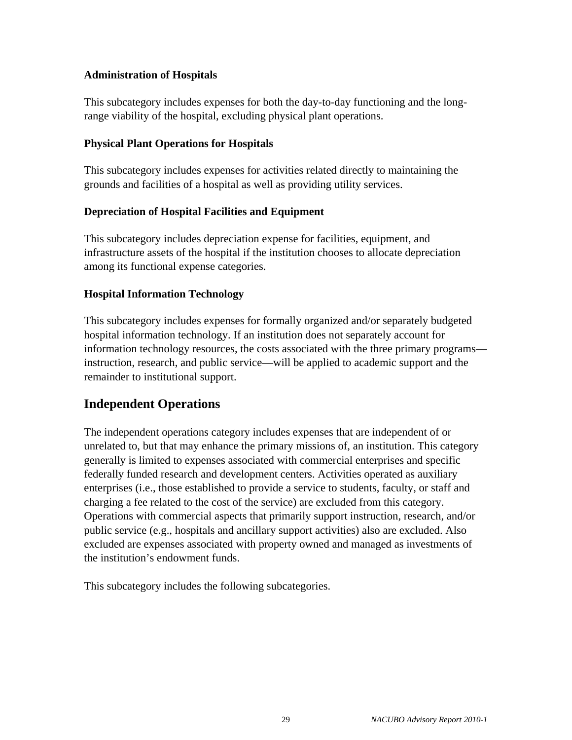### Administration of Hospitals

This subcategory includes expenses for both the day-to-day functioning and the long-range viability of the hospital, excluding physical plant operations.

### Physical Plant Operations for Hospitals

This subcategory includes expenses for activities related directly to maintaining the grounds and facilities of a hospital as well as providing utility services.

### Depreciation of Hospital Facilities and Equipment

This subcategory includes depreciation expense for facilities, equipment, and infrastructure assets of the hospital if the institution chooses to allocate depreciation among its functional expense categories.

### Hospital Information Technology

This subcategory includes expenses for formally organized and/or separately budgeted hospital information technology. If an institution does not separately account for information technology resources, the costs associated with the three primary programs—instruction, research, and public service—will be applied to academic support and the remainder to institutional support.

## Independent Operations

The independent operations category includes expenses that are independent of or unrelated to, but that may enhance the primary missions of, an institution. This category generally is limited to expenses associated with commercial enterprises and specific federally funded research and development centers. Activities operated as auxiliary enterprises (i.e., those established to provide a service to students, faculty, or staff and charging a fee related to the cost of the service) are excluded from this category. Operations with commercial aspects that primarily support instruction, research, and/or public service (e.g., hospitals and ancillary support activities) also are excluded. Also excluded are expenses associated with property owned and managed as investments of the institution's endowment funds.

This subcategory includes the following subcategories.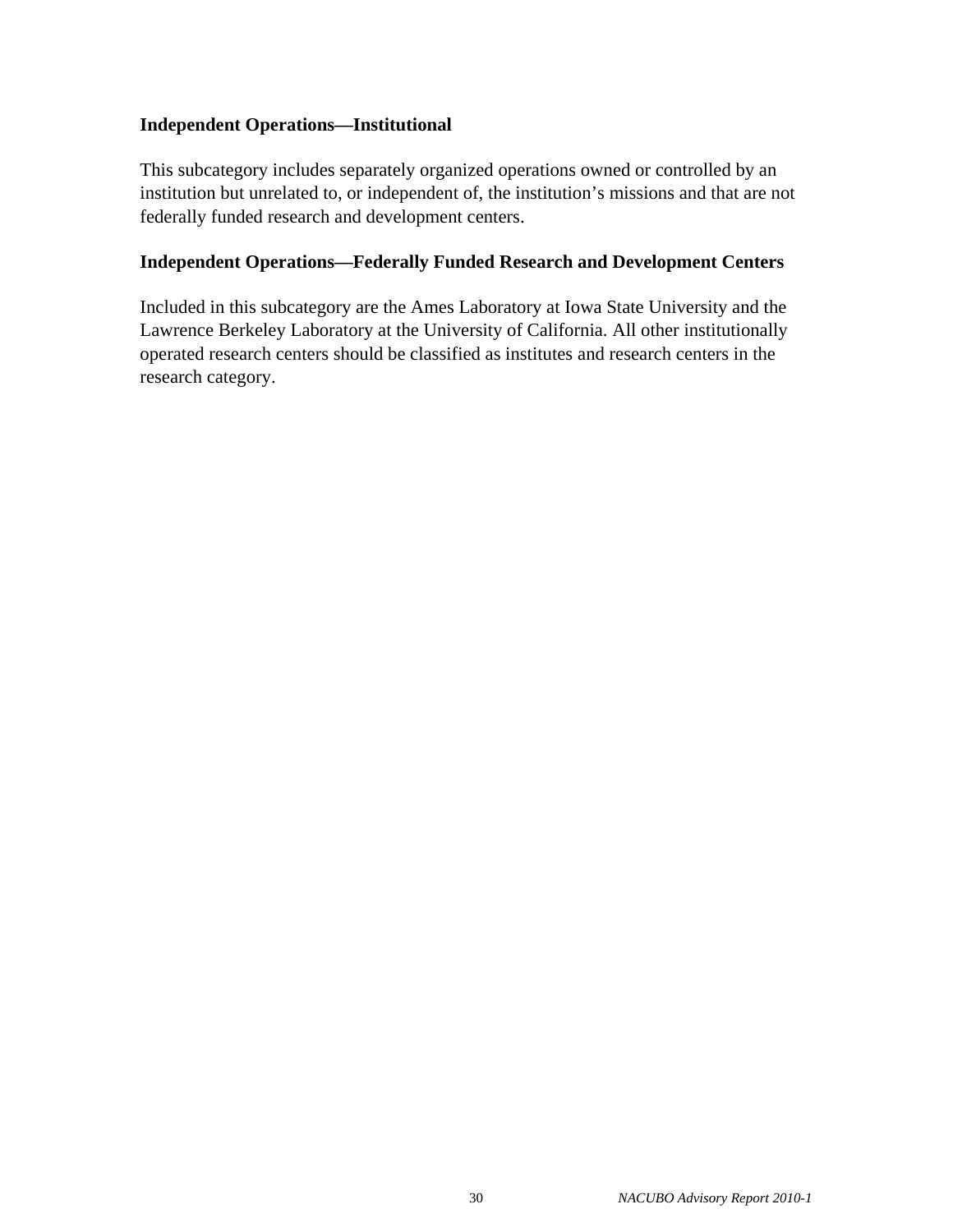**Independent Operations—Institutional**

This subcategory includes separately organized operations owned or controlled by an institution but unrelated to, or independent of, the institution's missions and that are not federally funded research and development centers.

**Independent Operations—Federally Funded Research and Development Centers**

Included in this subcategory are the Ames Laboratory at Iowa State University and the Lawrence Berkeley Laboratory at the University of California. All other institutionally operated research centers should be classified as institutes and research centers in the research category.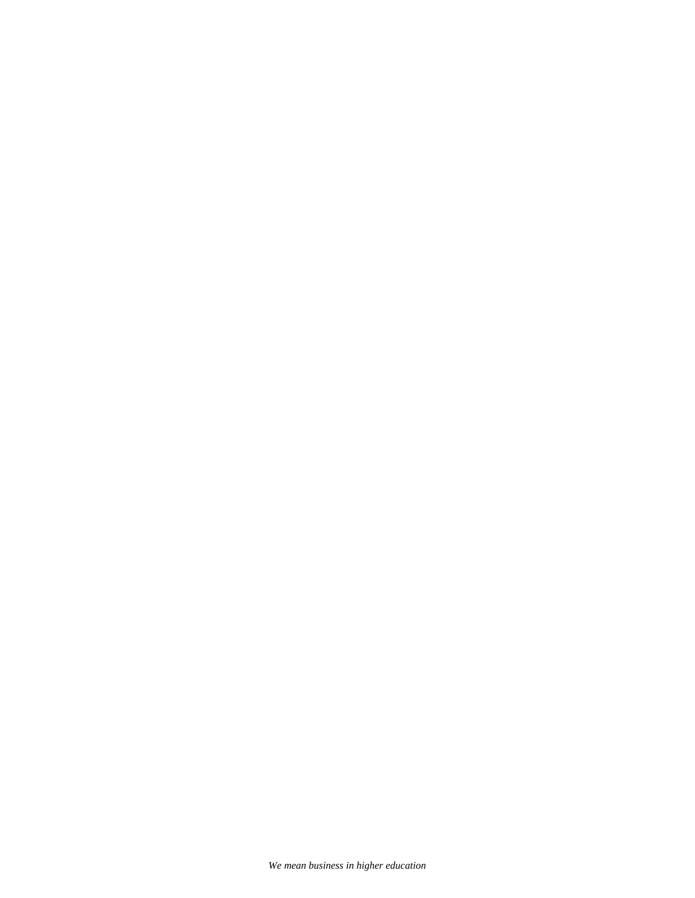*We mean business in higher education*